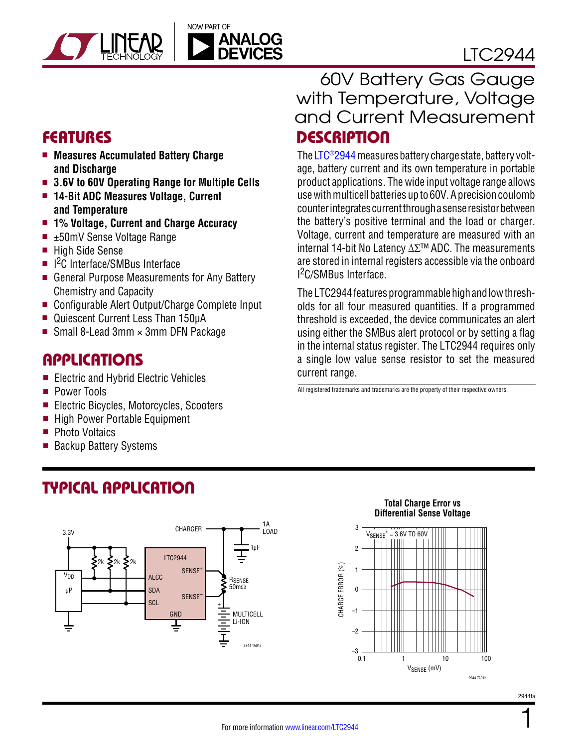# LTC2944

## 60V Battery Gas Gauge with Temperature, Voltage and Current Measurement

## FEATURES

- **Measures Accumulated Battery Charge and Discharge**
- **3.6V to 60V Operating Range for Multiple Cells**
- **14-Bit ADC Measures Voltage, Current and Temperature**
- **1% Voltage, Current and Charge Accuracy**
- ±50mV Sense Voltage Range
- High Side Sense
- $I^2C$ Interface/SMBus Interface
- General Purpose Measurements for Any Battery Chemistry and Capacity
- Configurable Alert Output/Charge Complete Input
- Quiescent Current Less Than 150µA
- Small 8-Lead 3mm × 3mm DFN Package

## APPLICATIONS

- Electric and Hybrid Electric Vehicles
- Power Tools
- Electric Bicycles, Motorcycles, Scooters
- High Power Portable Equipment
- Photo Voltaics
- Backup Battery Systems

## DESCRIPTION

The LTC®2944 measures battery charge state, battery voltage, battery current and its own temperature in portable product applications. The wide input voltage range allows use with multicell batteries up to 60V. A precision coulomb counter integrates current through a sense resistor between the battery's positive terminal and the load or charger. Voltage, current and temperature are measured with an internal 14-bit No Latency ΔΣ™ ADC. The measurements are stored in internal registers accessible via the onboard $I^2C$/SMBus Interface.

The LTC2944 features programmable high and low thresholds for all four measured quantities. If a programmed threshold is exceeded, the device communicates an alert using either the SMBus alert protocol or by setting a flag in the internal status register. The LTC2944 requires only a single low value sense resistor to set the measured current range.

All registered trademarks and trademarks are the property of their respective owners.

## TYPICAL APPLICATION

3.3V, 2k, 2k, 2k, $V_{DD}$, µP, LTC2944, ALCC, SDA, SCL, GND, $SENSE^+$, $SENSE^-$, CHARGER, 1A LOAD, 1µF, $R_{SENSE}$ 50mΩ, MULTICELL Li-ION

2944 TA01a

**Total Charge Error vs Differential Sense Voltage**

$V_{SENSE}^+$ = 3.6V TO 60V

CHARGE ERROR (%) vs $V_{SENSE}$ (mV)

2944 TA01b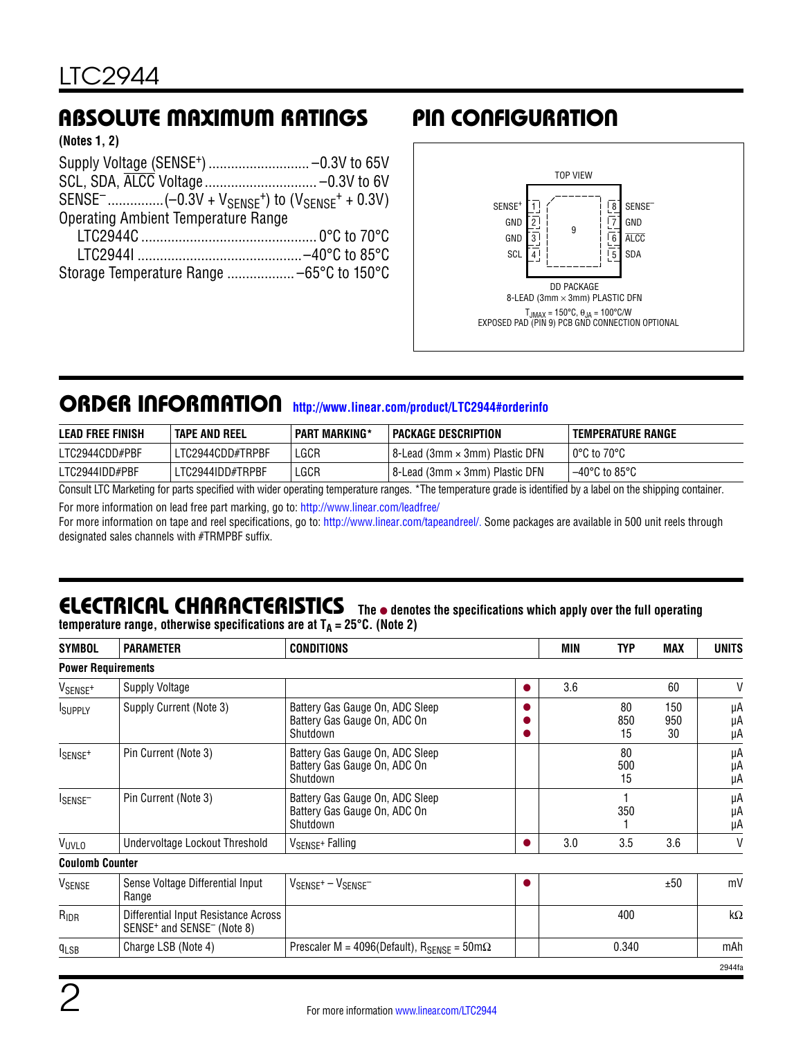## ABSOLUTE MAXIMUM RATINGS

**(Notes 1, 2)**

Supply Voltage ($SENSE^+$) .......................... –0.3V to 65V
SCL, SDA, $\overline{ALCC}$ Voltage ............................. –0.3V to 6V
$SENSE^-$ ............... $(-0.3V + V_{SENSE^+})$ to $(V_{SENSE^+} + 0.3V)$
Operating Ambient Temperature Range
 LTC2944C ............................................... 0°C to 70°C
 LTC2944I ............................................ –40°C to 85°C
Storage Temperature Range .................. –65°C to 150°C

## PIN CONFIGURATION

TOP VIEW

| Pin | Name | | Pin | Name |
|---|---|---|---|---|
| 1 | $SENSE^+$ | | 8 | $SENSE^-$ |
| 2 | GND | | 7 | GND |
| 3 | GND | | 6 | $\overline{ALCC}$ |
| 4 | SCL | | 5 | SDA |

Exposed pad: 9

DD PACKAGE
8-LEAD (3mm × 3mm) PLASTIC DFN
$T_{JMAX} = 150°C$, $\theta_{JA} = 100°C/W$
EXPOSED PAD (PIN 9) PCB GND CONNECTION OPTIONAL

## ORDER INFORMATION http://www.linear.com/product/LTC2944#orderinfo

| LEAD FREE FINISH | TAPE AND REEL | PART MARKING* | PACKAGE DESCRIPTION | TEMPERATURE RANGE |
|---|---|---|---|---|
| LTC2944CDD#PBF | LTC2944CDD#TRPBF | LGCR | 8-Lead (3mm × 3mm) Plastic DFN | 0°C to 70°C |
| LTC2944IDD#PBF | LTC2944IDD#TRPBF | LGCR | 8-Lead (3mm × 3mm) Plastic DFN | –40°C to 85°C |

Consult LTC Marketing for parts specified with wider operating temperature ranges. *The temperature grade is identified by a label on the shipping container.

For more information on lead free part marking, go to: http://www.linear.com/leadfree/

For more information on tape and reel specifications, go to: http://www.linear.com/tapeandreel/. Some packages are available in 500 unit reels through designated sales channels with #TRMPBF suffix.

## ELECTRICAL CHARACTERISTICS

**The ● denotes the specifications which apply over the full operating temperature range, otherwise specifications are at $T_A = 25°C$. (Note 2)**

| SYMBOL | PARAMETER | CONDITIONS | | MIN | TYP | MAX | UNITS |
|---|---|---|---|---|---|---|---|
| **Power Requirements** | | | | | | | |
| $V_{SENSE^+}$ | Supply Voltage | | ● | 3.6 | | 60 | V |
| $I_{SUPPLY}$ | Supply Current (Note 3) | Battery Gas Gauge On, ADC Sleep<br>Battery Gas Gauge On, ADC On<br>Shutdown | ●<br>●<br>● | | 80<br>850<br>15 | 150<br>950<br>30 | µA<br>µA<br>µA |
| $I_{SENSE^+}$ | Pin Current (Note 3) | Battery Gas Gauge On, ADC Sleep<br>Battery Gas Gauge On, ADC On<br>Shutdown | | | 80<br>500<br>15 | | µA<br>µA<br>µA |
| $I_{SENSE^-}$ | Pin Current (Note 3) | Battery Gas Gauge On, ADC Sleep<br>Battery Gas Gauge On, ADC On<br>Shutdown | | | 1<br>350<br>1 | | µA<br>µA<br>µA |
| $V_{UVLO}$ | Undervoltage Lockout Threshold | $V_{SENSE^+}$ Falling | ● | 3.0 | 3.5 | 3.6 | V |
| **Coulomb Counter** | | | | | | | |
| $V_{SENSE}$ | Sense Voltage Differential Input Range | $V_{SENSE^+} - V_{SENSE^-}$ | ● | | | ±50 | mV |
| $R_{IDR}$ | Differential Input Resistance Across $SENSE^+$ and $SENSE^-$ (Note 8) | | | | 400 | | kΩ |
| $q_{LSB}$ | Charge LSB (Note 4) | Prescaler M = 4096(Default), $R_{SENSE} = 50mΩ$ | | | 0.340 | | mAh |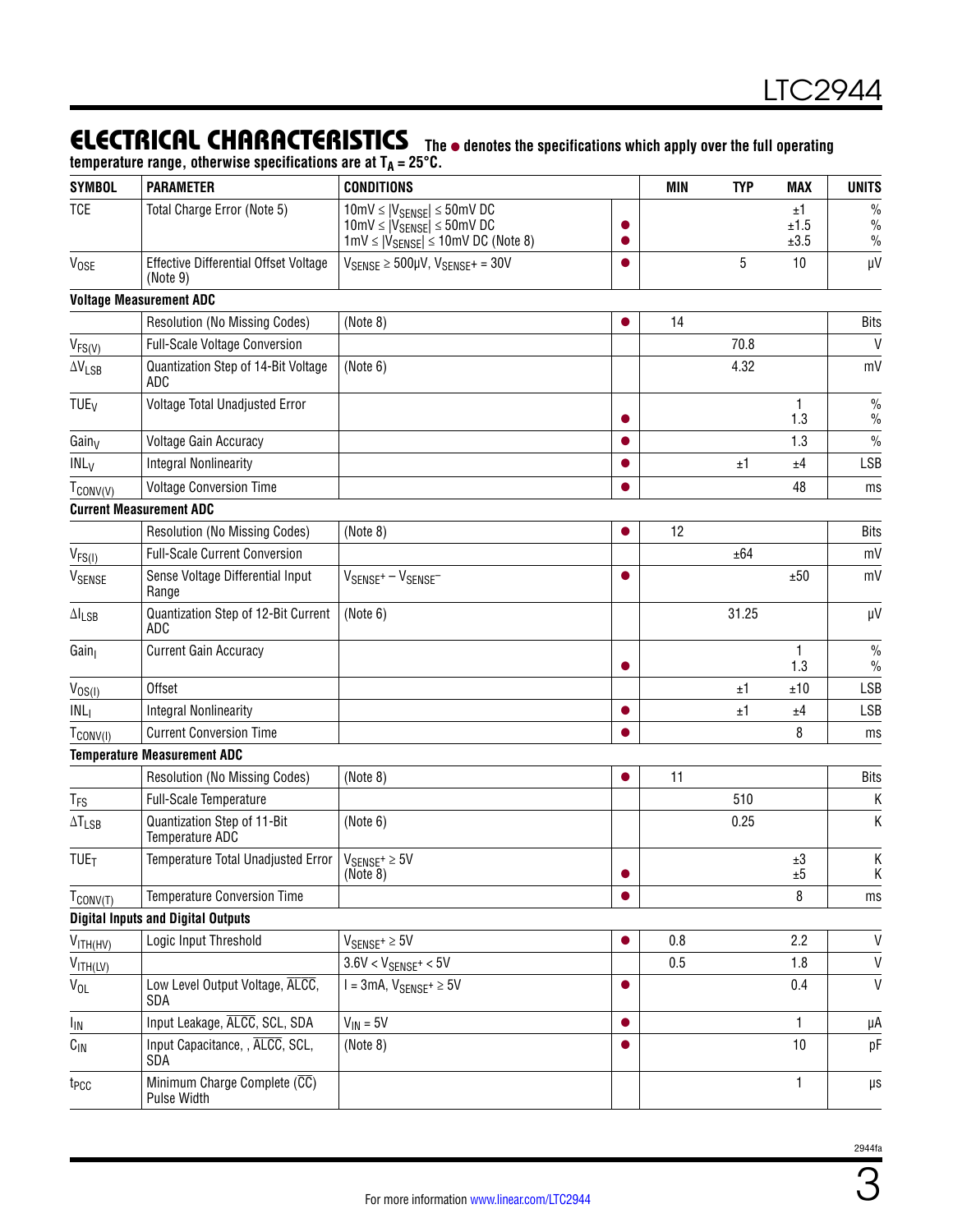## ELECTRICAL CHARACTERISTICS

The ● denotes the specifications which apply over the full operating temperature range, otherwise specifications are at $T_A = 25°C$.

| SYMBOL | PARAMETER | CONDITIONS | | MIN | TYP | MAX | UNITS |
|---|---|---|---|---|---|---|---|
| TCE | Total Charge Error (Note 5) | $10mV \le \lvert V_{SENSE}\rvert \le 50mV$ DC<br>$10mV \le \lvert V_{SENSE}\rvert \le 50mV$ DC<br>$1mV \le \lvert V_{SENSE}\rvert \le 10mV$ DC (Note 8) | <br>●<br>● | | | ±1<br>±1.5<br>±3.5 | %<br>%<br>% |
| $V_{OSE}$ | Effective Differential Offset Voltage (Note 9) | $V_{SENSE} \ge 500\mu V$, $V_{SENSE^+} = 30V$ | ● | | 5 | 10 | µV |
| **Voltage Measurement ADC** | | | | | | | |
| | Resolution (No Missing Codes) | (Note 8) | ● | 14 | | | Bits |
| $V_{FS(V)}$ | Full-Scale Voltage Conversion | | | | 70.8 | | V |
| $\Delta V_{LSB}$ | Quantization Step of 14-Bit Voltage ADC | (Note 6) | | | 4.32 | | mV |
| $TUE_V$ | Voltage Total Unadjusted Error | | <br>● | | | 1<br>1.3 | %<br>% |
| $Gain_V$ | Voltage Gain Accuracy | | ● | | | 1.3 | % |
| $INL_V$ | Integral Nonlinearity | | ● | | ±1 | ±4 | LSB |
| $T_{CONV(V)}$ | Voltage Conversion Time | | ● | | | 48 | ms |
| **Current Measurement ADC** | | | | | | | |
| | Resolution (No Missing Codes) | (Note 8) | ● | 12 | | | Bits |
| $V_{FS(I)}$ | Full-Scale Current Conversion | | | | ±64 | | mV |
| $V_{SENSE}$ | Sense Voltage Differential Input Range | $V_{SENSE^+} - V_{SENSE^-}$ | ● | | | ±50 | mV |
| $\Delta I_{LSB}$ | Quantization Step of 12-Bit Current ADC | (Note 6) | | | 31.25 | | µV |
| $Gain_I$ | Current Gain Accuracy | | <br>● | | | 1<br>1.3 | %<br>% |
| $V_{OS(I)}$ | Offset | | | | ±1 | ±10 | LSB |
| $INL_I$ | Integral Nonlinearity | | ● | | ±1 | ±4 | LSB |
| $T_{CONV(I)}$ | Current Conversion Time | | ● | | | 8 | ms |
| **Temperature Measurement ADC** | | | | | | | |
| | Resolution (No Missing Codes) | (Note 8) | ● | 11 | | | Bits |
| $T_{FS}$ | Full-Scale Temperature | | | | 510 | | K |
| $\Delta T_{LSB}$ | Quantization Step of 11-Bit Temperature ADC | (Note 6) | | | 0.25 | | K |
| $TUE_T$ | Temperature Total Unadjusted Error | $V_{SENSE^+} \ge 5V$<br>(Note 8) | <br>● | | | ±3<br>±5 | K<br>K |
| $T_{CONV(T)}$ | Temperature Conversion Time | | ● | | | 8 | ms |
| **Digital Inputs and Digital Outputs** | | | | | | | |
| $V_{ITH(HV)}$ | Logic Input Threshold | $V_{SENSE^+} \ge 5V$ | ● | 0.8 | | 2.2 | V |
| $V_{ITH(LV)}$ | | $3.6V < V_{SENSE^+} < 5V$ | | 0.5 | | 1.8 | V |
| $V_{OL}$ | Low Level Output Voltage, $\overline{ALCC}$, SDA | $I = 3mA$, $V_{SENSE^+} \ge 5V$ | ● | | | 0.4 | V |
| $I_{IN}$ | Input Leakage, $\overline{ALCC}$, SCL, SDA | $V_{IN} = 5V$ | ● | | | 1 | µA |
| $C_{IN}$ | Input Capacitance, , $\overline{ALCC}$, SCL, SDA | (Note 8) | ● | | | 10 | pF |
| $t_{PCC}$ | Minimum Charge Complete ($\overline{CC}$) Pulse Width | | | | | 1 | µs |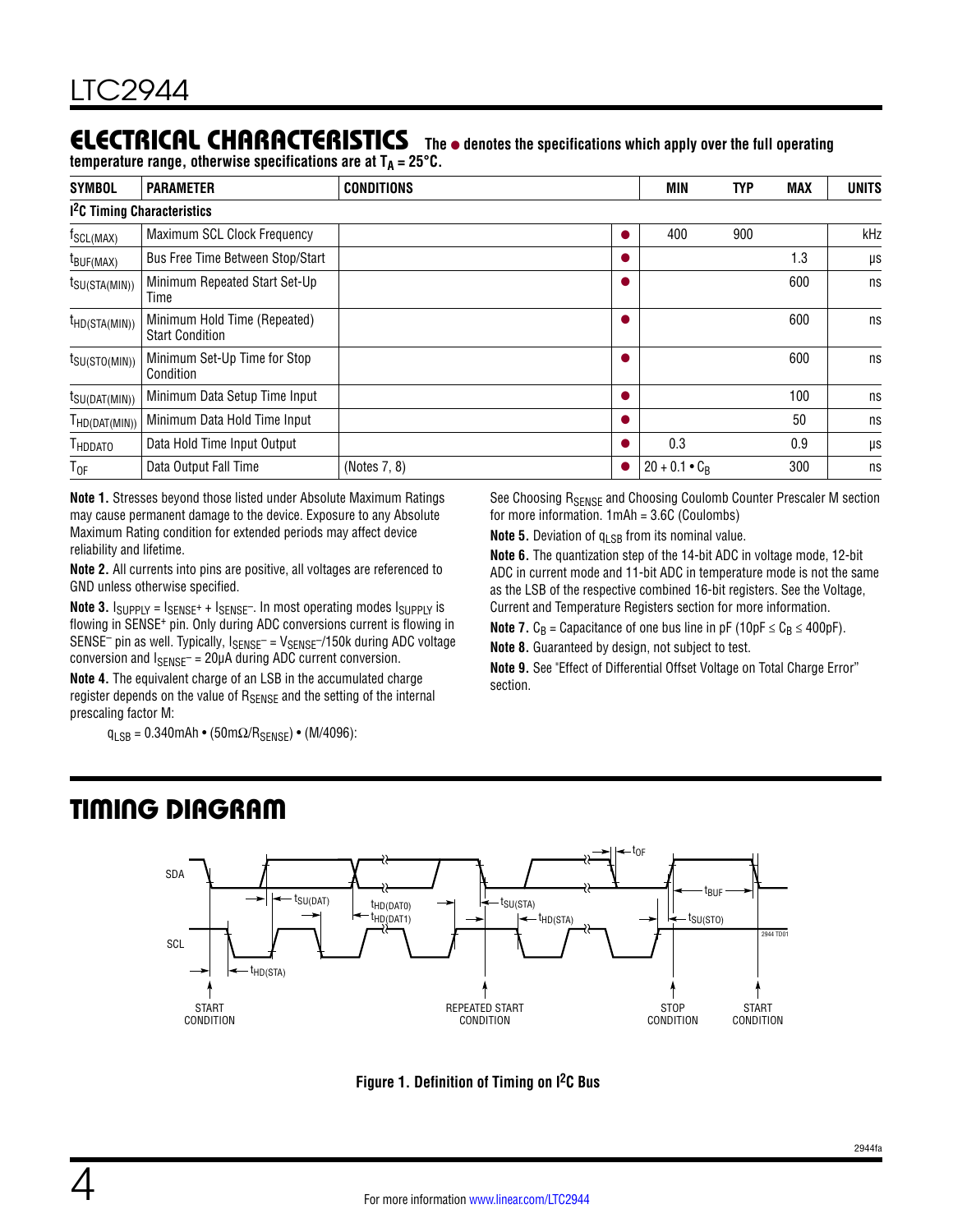## ELECTRICAL CHARACTERISTICS

**The ● denotes the specifications which apply over the full operating temperature range, otherwise specifications are at $T_A$ = 25°C.**

| SYMBOL | PARAMETER | CONDITIONS | | MIN | TYP | MAX | UNITS |
|---|---|---|---|---|---|---|---|
| **$I^2C$ Timing Characteristics** | | | | | | | |
| $f_{SCL(MAX)}$ | Maximum SCL Clock Frequency | | ● | 400 | 900 | | kHz |
| $t_{BUF(MAX)}$ | Bus Free Time Between Stop/Start | | ● | | | 1.3 | µs |
| $t_{SU(STA(MIN))}$ | Minimum Repeated Start Set-Up Time | | ● | | | 600 | ns |
| $t_{HD(STA(MIN))}$ | Minimum Hold Time (Repeated) Start Condition | | ● | | | 600 | ns |
| $t_{SU(STO(MIN))}$ | Minimum Set-Up Time for Stop Condition | | ● | | | 600 | ns |
| $t_{SU(DAT(MIN))}$ | Minimum Data Setup Time Input | | ● | | | 100 | ns |
| $T_{HD(DAT(MIN))}$ | Minimum Data Hold Time Input | | ● | | | 50 | ns |
| $T_{HDDATO}$ | Data Hold Time Input Output | | ● | 0.3 | | 0.9 | µs |
| $T_{OF}$ | Data Output Fall Time | (Notes 7, 8) | ● | $20 + 0.1 \cdot C_B$ | | 300 | ns |

**Note 1.** Stresses beyond those listed under Absolute Maximum Ratings may cause permanent damage to the device. Exposure to any Absolute Maximum Rating condition for extended periods may affect device reliability and lifetime.

**Note 2.** All currents into pins are positive, all voltages are referenced to GND unless otherwise specified.

**Note 3.** $I_{SUPPLY} = I_{SENSE^+} + I_{SENSE^-}$. In most operating modes $I_{SUPPLY}$ is flowing in SENSE+ pin. Only during ADC conversions current is flowing in SENSE– pin as well. Typically, $I_{SENSE^-} = V_{SENSE^-}/150k$ during ADC voltage conversion and $I_{SENSE^-}$ = 20µA during ADC current conversion.

**Note 4.** The equivalent charge of an LSB in the accumulated charge register depends on the value of $R_{SENSE}$ and the setting of the internal prescaling factor M:

$$q_{LSB} = 0.340\text{mAh} \cdot (50\text{m}\Omega/R_{SENSE}) \cdot (M/4096):$$

See Choosing $R_{SENSE}$ and Choosing Coulomb Counter Prescaler M section for more information. 1mAh = 3.6C (Coulombs)

**Note 5.** Deviation of $q_{LSB}$ from its nominal value.

**Note 6.** The quantization step of the 14-bit ADC in voltage mode, 12-bit ADC in current mode and 11-bit ADC in temperature mode is not the same as the LSB of the respective combined 16-bit registers. See the Voltage, Current and Temperature Registers section for more information.

**Note 7.** $C_B$ = Capacitance of one bus line in pF (10pF ≤ $C_B$ ≤ 400pF).

**Note 8.** Guaranteed by design, not subject to test.

**Note 9.** See "Effect of Differential Offset Voltage on Total Charge Error" section.

## TIMING DIAGRAM

**Figure 1. Definition of Timing on $I^2C$ Bus**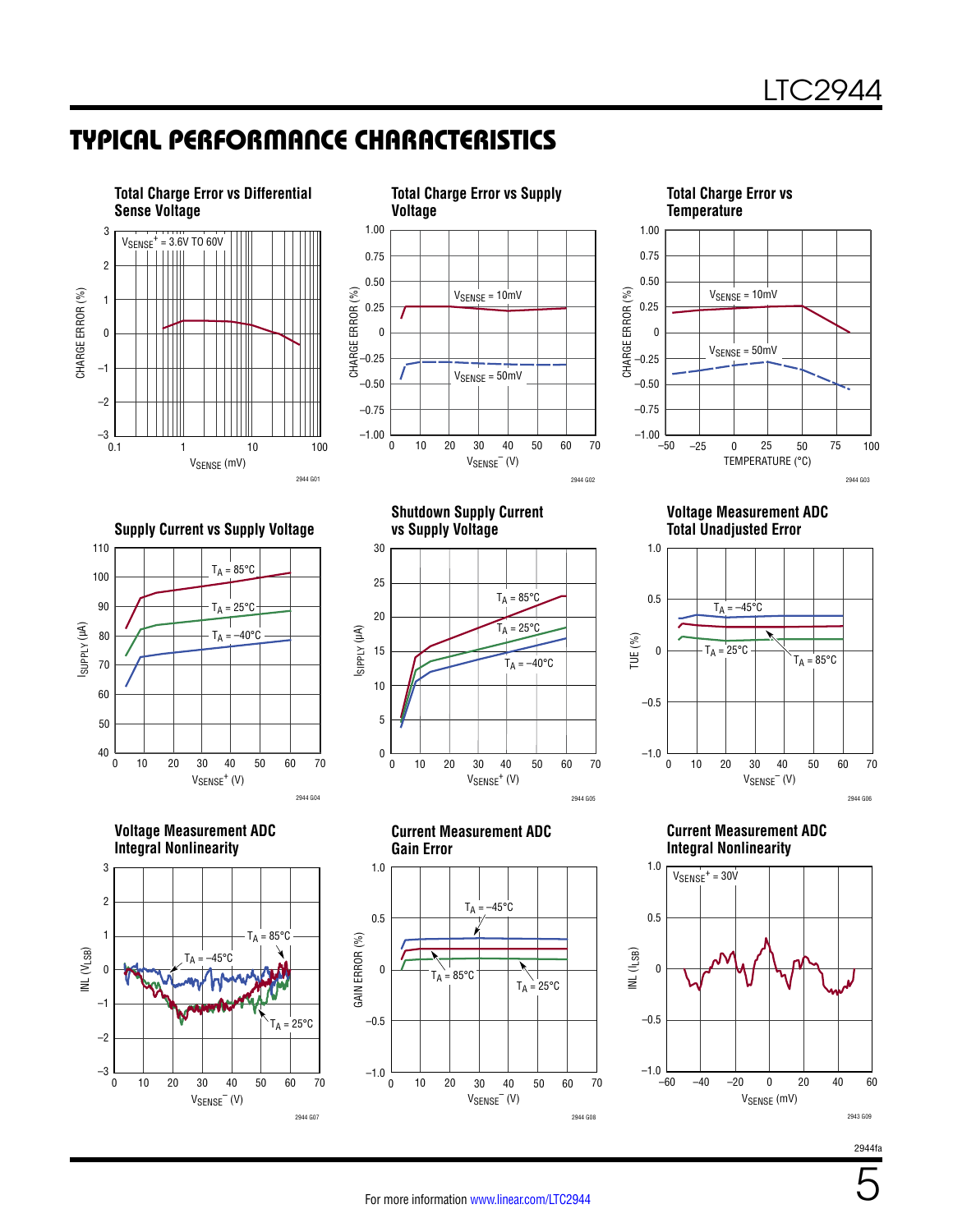## TYPICAL PERFORMANCE CHARACTERISTICS

**Total Charge Error vs Differential Sense Voltage**

$V_{SENSE}^+$ = 3.6V TO 60V

CHARGE ERROR (%) vs $V_{SENSE}$ (mV)

2944 G01

**Total Charge Error vs Supply Voltage**

$V_{SENSE}$ = 10mV, $V_{SENSE}$ = 50mV

CHARGE ERROR (%) vs $V_{SENSE}^-$ (V)

2944 G02

**Total Charge Error vs Temperature**

$V_{SENSE}$ = 10mV, $V_{SENSE}$ = 50mV

CHARGE ERROR (%) vs TEMPERATURE (°C)

2944 G03

**Supply Current vs Supply Voltage**

$T_A$ = 85°C, $T_A$ = 25°C, $T_A$ = –40°C

$I_{SUPPLY}$ (µA) vs $V_{SENSE}^+$ (V)

2944 G04

**Shutdown Supply Current vs Supply Voltage**

$T_A$ = 85°C, $T_A$ = 25°C, $T_A$ = –40°C

$I_{SIPPLY}$ (µA) vs $V_{SENSE}^+$ (V)

2944 G05

**Voltage Measurement ADC Total Unadjusted Error**

$T_A$ = –45°C, $T_A$ = 25°C, $T_A$ = 85°C

TUE (%) vs $V_{SENSE}^-$ (V)

2944 G06

**Voltage Measurement ADC Integral Nonlinearity**

$T_A$ = 85°C, $T_A$ = –45°C, $T_A$ = 25°C

INL ($V_{LSB}$) vs $V_{SENSE}^-$ (V)

2944 G07

**Current Measurement ADC Gain Error**

$T_A$ = –45°C, $T_A$ = 85°C, $T_A$ = 25°C

GAIN ERROR (%) vs $V_{SENSE}^-$ (V)

2944 G08

**Current Measurement ADC Integral Nonlinearity**

$V_{SENSE}^+$ = 30V

INL ($I_{LSB}$) vs $V_{SENSE}$ (mV)

2943 G09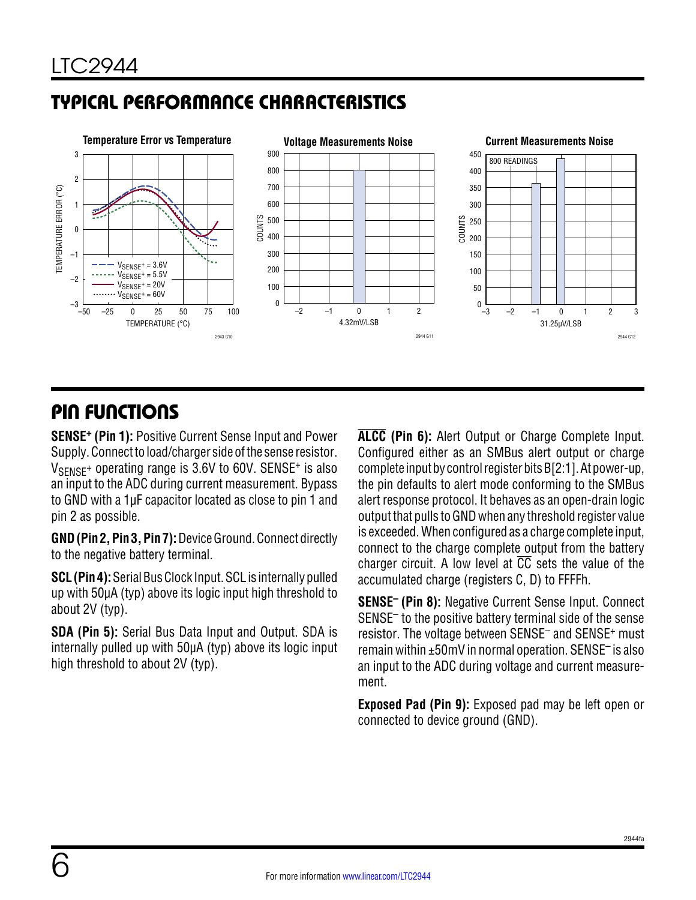## TYPICAL PERFORMANCE CHARACTERISTICS

**Temperature Error vs Temperature**

**Voltage Measurements Noise**

**Current Measurements Noise**

## PIN FUNCTIONS

**SENSE+ (Pin 1):** Positive Current Sense Input and Power Supply. Connect to load/charger side of the sense resistor. $V_{SENSE^+}$ operating range is 3.6V to 60V. SENSE+ is also an input to the ADC during current measurement. Bypass to GND with a 1µF capacitor located as close to pin 1 and pin 2 as possible.

**GND (Pin 2, Pin 3, Pin 7):** Device Ground. Connect directly to the negative battery terminal.

**SCL (Pin 4):** Serial Bus Clock Input. SCL is internally pulled up with 50µA (typ) above its logic input high threshold to about 2V (typ).

**SDA (Pin 5):** Serial Bus Data Input and Output. SDA is internally pulled up with 50µA (typ) above its logic input high threshold to about 2V (typ).

**$\overline{\text{ALCC}}$ (Pin 6):** Alert Output or Charge Complete Input. Configured either as an SMBus alert output or charge complete input by control register bits B[2:1]. At power-up, the pin defaults to alert mode conforming to the SMBus alert response protocol. It behaves as an open-drain logic output that pulls to GND when any threshold register value is exceeded. When configured as a charge complete input, connect to the charge complete output from the battery charger circuit. A low level at $\overline{\text{CC}}$ sets the value of the accumulated charge (registers C, D) to FFFFh.

**SENSE– (Pin 8):** Negative Current Sense Input. Connect SENSE– to the positive battery terminal side of the sense resistor. The voltage between SENSE– and SENSE+ must remain within ±50mV in normal operation. SENSE– is also an input to the ADC during voltage and current measurement.

**Exposed Pad (Pin 9):** Exposed pad may be left open or connected to device ground (GND).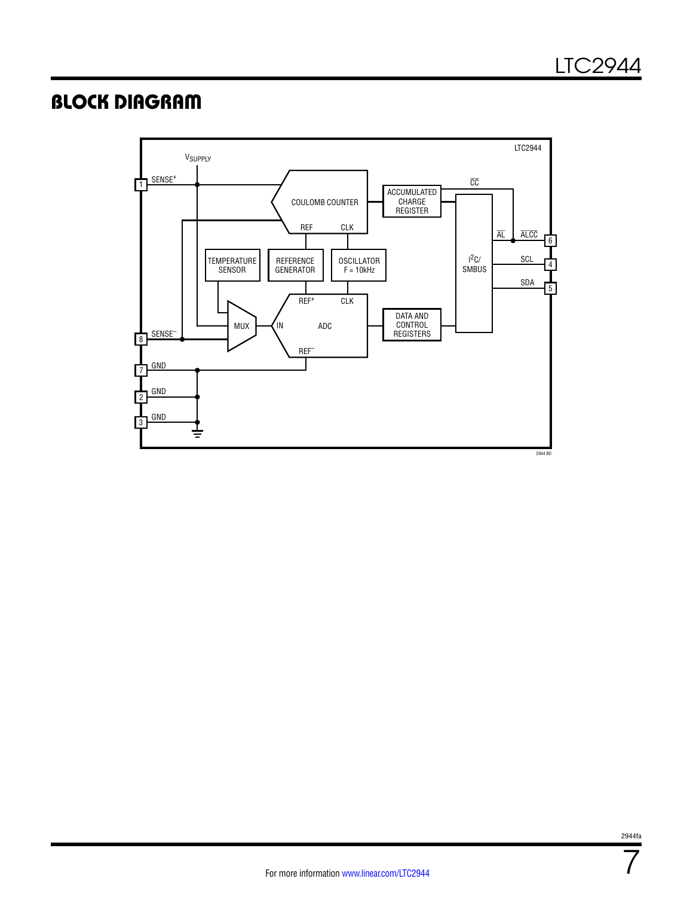## BLOCK DIAGRAM

LTC2944

$V_{SUPPLY}$

1 SENSE+

COULOMB COUNTER

REF CLK

ACCUMULATED CHARGE REGISTER

$\overline{CC}$

$\overline{AL}$ $\overline{ALCC}$ 6

$I^2C$/ SMBUS

SCL 4

SDA 5

TEMPERATURE SENSOR

REFERENCE GENERATOR

OSCILLATOR F = 10kHz

REF+ CLK

MUX

IN ADC

REF–

DATA AND CONTROL REGISTERS

8 SENSE–

7 GND

2 GND

3 GND

2944 BD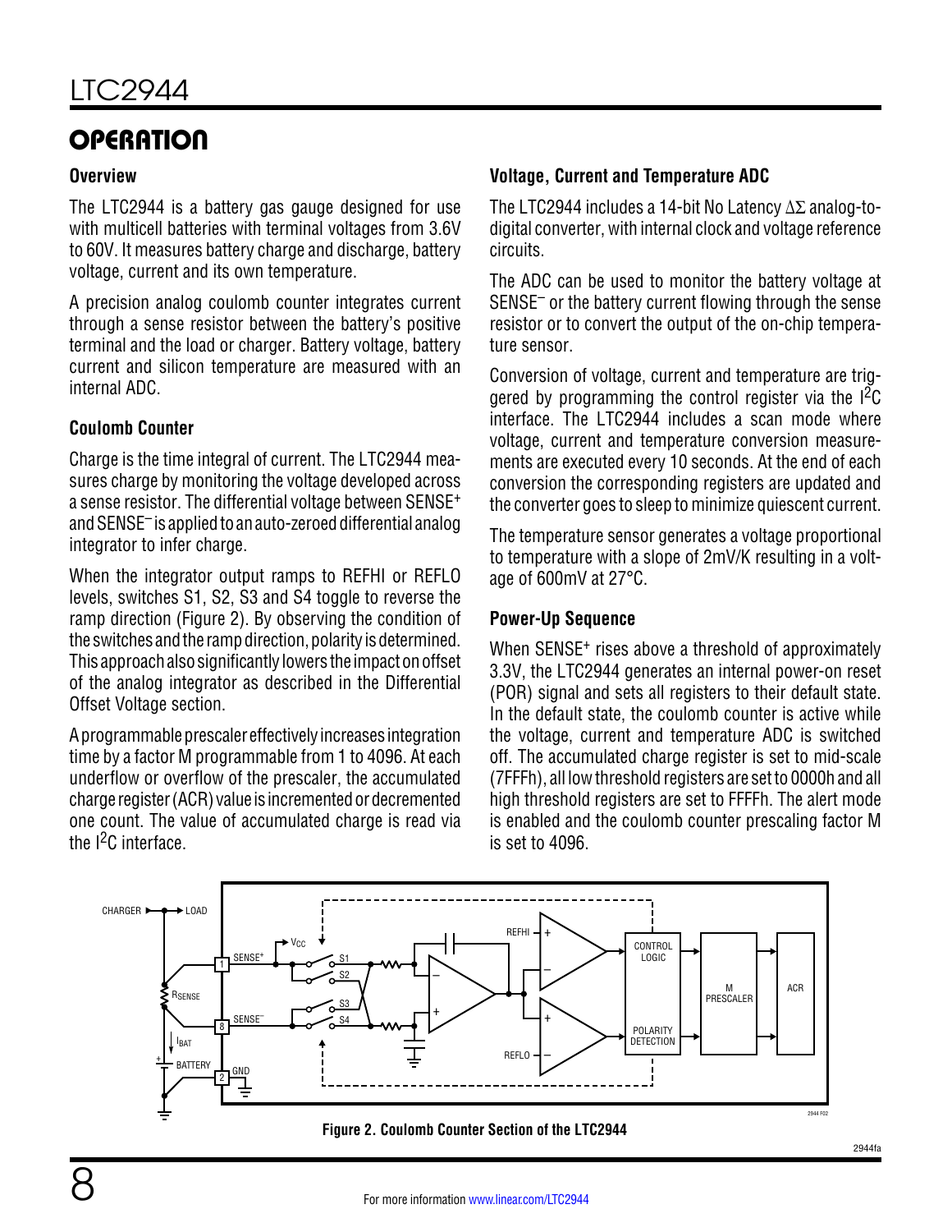## OPERATION

### Overview

The LTC2944 is a battery gas gauge designed for use with multicell batteries with terminal voltages from 3.6V to 60V. It measures battery charge and discharge, battery voltage, current and its own temperature.

A precision analog coulomb counter integrates current through a sense resistor between the battery's positive terminal and the load or charger. Battery voltage, battery current and silicon temperature are measured with an internal ADC.

### Coulomb Counter

Charge is the time integral of current. The LTC2944 measures charge by monitoring the voltage developed across a sense resistor. The differential voltage between $SENSE^+$ and $SENSE^-$ is applied to an auto-zeroed differential analog integrator to infer charge.

When the integrator output ramps to REFHI or REFLO levels, switches S1, S2, S3 and S4 toggle to reverse the ramp direction (Figure 2). By observing the condition of the switches and the ramp direction, polarity is determined. This approach also significantly lowers the impact on offset of the analog integrator as described in the Differential Offset Voltage section.

A programmable prescaler effectively increases integration time by a factor M programmable from 1 to 4096. At each underflow or overflow of the prescaler, the accumulated charge register (ACR) value is incremented or decremented one count. The value of accumulated charge is read via the $I^2C$ interface.

### Voltage, Current and Temperature ADC

The LTC2944 includes a 14-bit No Latency ΔΣ analog-to-digital converter, with internal clock and voltage reference circuits.

The ADC can be used to monitor the battery voltage at $SENSE^-$ or the battery current flowing through the sense resistor or to convert the output of the on-chip temperature sensor.

Conversion of voltage, current and temperature are triggered by programming the control register via the $I^2C$ interface. The LTC2944 includes a scan mode where voltage, current and temperature conversion measurements are executed every 10 seconds. At the end of each conversion the corresponding registers are updated and the converter goes to sleep to minimize quiescent current.

The temperature sensor generates a voltage proportional to temperature with a slope of 2mV/K resulting in a voltage of 600mV at 27°C.

### Power-Up Sequence

When $SENSE^+$ rises above a threshold of approximately 3.3V, the LTC2944 generates an internal power-on reset (POR) signal and sets all registers to their default state. In the default state, the coulomb counter is active while the voltage, current and temperature ADC is switched off. The accumulated charge register is set to mid-scale (7FFFh), all low threshold registers are set to 0000h and all high threshold registers are set to FFFFh. The alert mode is enabled and the coulomb counter prescaling factor M is set to 4096.

Figure 2. Coulomb Counter Section of the LTC2944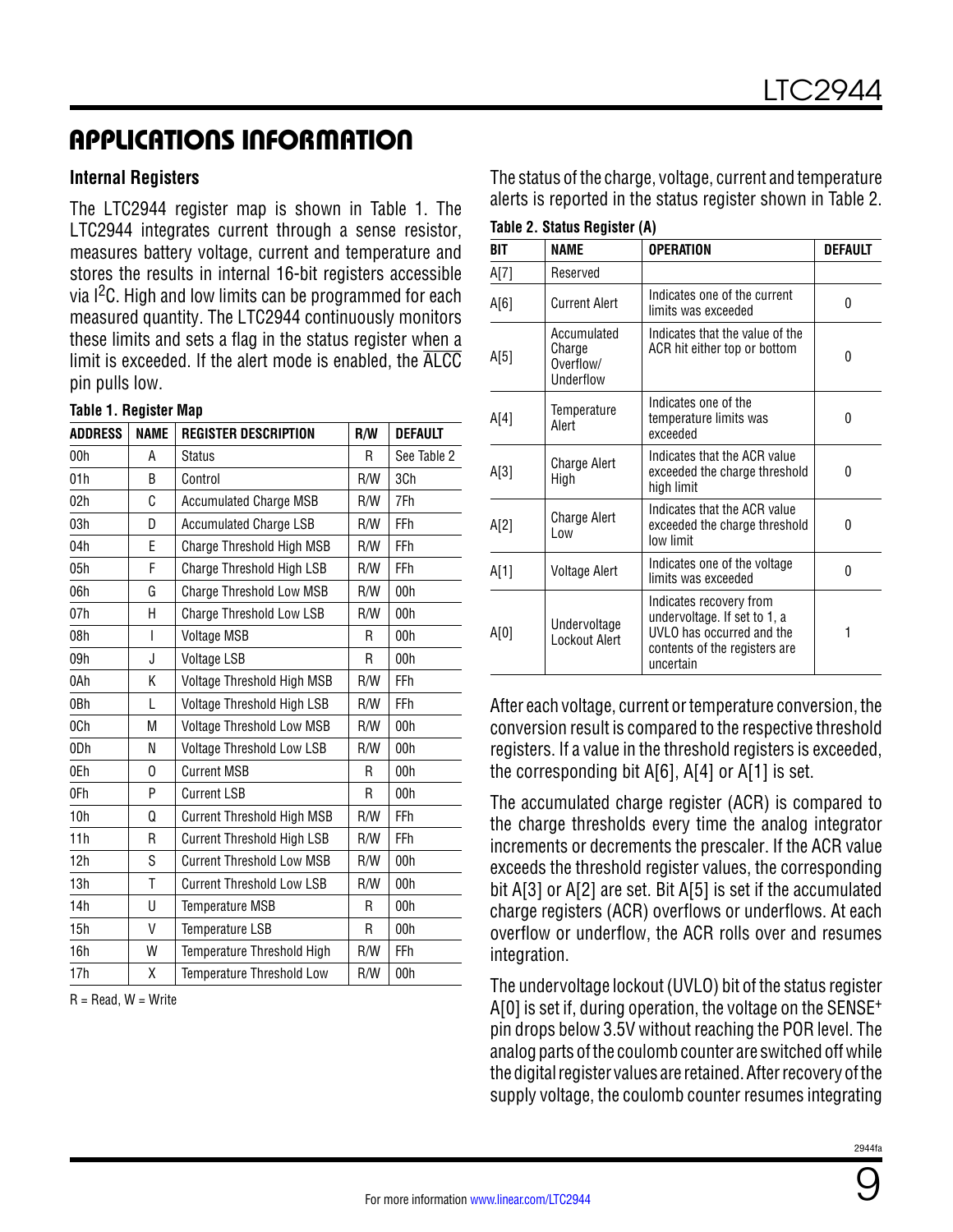## APPLICATIONS INFORMATION

### Internal Registers

The LTC2944 register map is shown in Table 1. The LTC2944 integrates current through a sense resistor, measures battery voltage, current and temperature and stores the results in internal 16-bit registers accessible via $I^2C$. High and low limits can be programmed for each measured quantity. The LTC2944 continuously monitors these limits and sets a flag in the status register when a limit is exceeded. If the alert mode is enabled, the $\overline{ALCC}$ pin pulls low.

**Table 1. Register Map**

| ADDRESS | NAME | REGISTER DESCRIPTION | R/W | DEFAULT |
|---|---|---|---|---|
| 00h | A | Status | R | See Table 2 |
| 01h | B | Control | R/W | 3Ch |
| 02h | C | Accumulated Charge MSB | R/W | 7Fh |
| 03h | D | Accumulated Charge LSB | R/W | FFh |
| 04h | E | Charge Threshold High MSB | R/W | FFh |
| 05h | F | Charge Threshold High LSB | R/W | FFh |
| 06h | G | Charge Threshold Low MSB | R/W | 00h |
| 07h | H | Charge Threshold Low LSB | R/W | 00h |
| 08h | I | Voltage MSB | R | 00h |
| 09h | J | Voltage LSB | R | 00h |
| 0Ah | K | Voltage Threshold High MSB | R/W | FFh |
| 0Bh | L | Voltage Threshold High LSB | R/W | FFh |
| 0Ch | M | Voltage Threshold Low MSB | R/W | 00h |
| 0Dh | N | Voltage Threshold Low LSB | R/W | 00h |
| 0Eh | O | Current MSB | R | 00h |
| 0Fh | P | Current LSB | R | 00h |
| 10h | Q | Current Threshold High MSB | R/W | FFh |
| 11h | R | Current Threshold High LSB | R/W | FFh |
| 12h | S | Current Threshold Low MSB | R/W | 00h |
| 13h | T | Current Threshold Low LSB | R/W | 00h |
| 14h | U | Temperature MSB | R | 00h |
| 15h | V | Temperature LSB | R | 00h |
| 16h | W | Temperature Threshold High | R/W | FFh |
| 17h | X | Temperature Threshold Low | R/W | 00h |

R = Read, W = Write

The status of the charge, voltage, current and temperature alerts is reported in the status register shown in Table 2.

**Table 2. Status Register (A)**

| BIT | NAME | OPERATION | DEFAULT |
|---|---|---|---|
| A[7] | Reserved | | |
| A[6] | Current Alert | Indicates one of the current limits was exceeded | 0 |
| A[5] | Accumulated Charge Overflow/ Underflow | Indicates that the value of the ACR hit either top or bottom | 0 |
| A[4] | Temperature Alert | Indicates one of the temperature limits was exceeded | 0 |
| A[3] | Charge Alert High | Indicates that the ACR value exceeded the charge threshold high limit | 0 |
| A[2] | Charge Alert Low | Indicates that the ACR value exceeded the charge threshold low limit | 0 |
| A[1] | Voltage Alert | Indicates one of the voltage limits was exceeded | 0 |
| A[0] | Undervoltage Lockout Alert | Indicates recovery from undervoltage. If set to 1, a UVLO has occurred and the contents of the registers are uncertain | 1 |

After each voltage, current or temperature conversion, the conversion result is compared to the respective threshold registers. If a value in the threshold registers is exceeded, the corresponding bit A[6], A[4] or A[1] is set.

The accumulated charge register (ACR) is compared to the charge thresholds every time the analog integrator increments or decrements the prescaler. If the ACR value exceeds the threshold register values, the corresponding bit A[3] or A[2] are set. Bit A[5] is set if the accumulated charge registers (ACR) overflows or underflows. At each overflow or underflow, the ACR rolls over and resumes integration.

The undervoltage lockout (UVLO) bit of the status register A[0] is set if, during operation, the voltage on the $SENSE^+$ pin drops below 3.5V without reaching the POR level. The analog parts of the coulomb counter are switched off while the digital register values are retained. After recovery of the supply voltage, the coulomb counter resumes integrating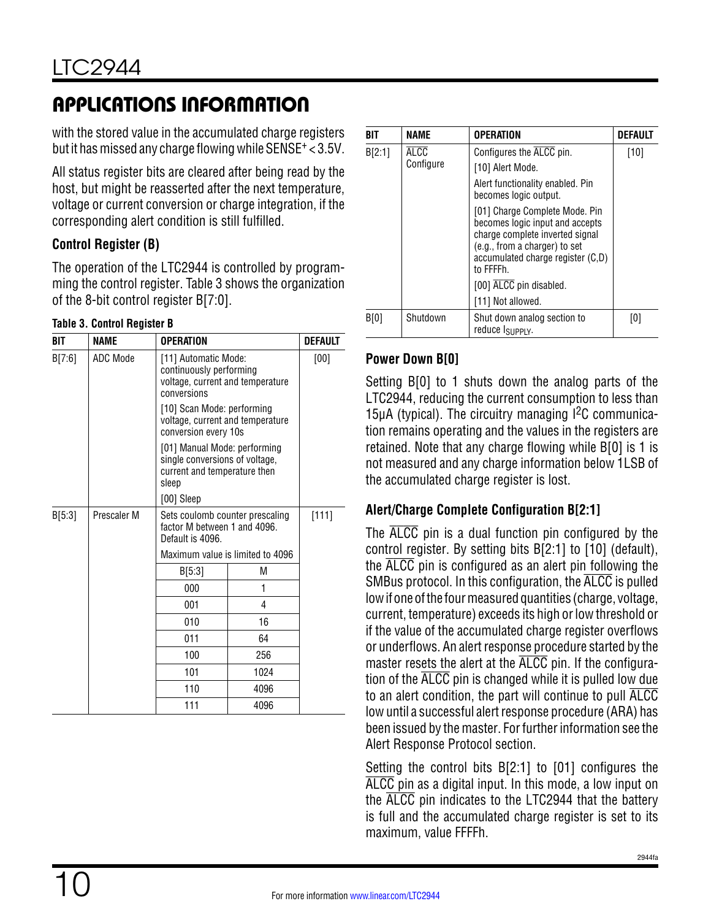## APPLICATIONS INFORMATION

with the stored value in the accumulated charge registers but it has missed any charge flowing while $SENSE^+ < 3.5V$.

All status register bits are cleared after being read by the host, but might be reasserted after the next temperature, voltage or current conversion or charge integration, if the corresponding alert condition is still fulfilled.

### Control Register (B)

The operation of the LTC2944 is controlled by programming the control register. Table 3 shows the organization of the 8-bit control register B[7:0].

**Table 3. Control Register B**

| BIT | NAME | OPERATION | DEFAULT |
|---|---|---|---|
| B[7:6] | ADC Mode | [11] Automatic Mode: continuously performing voltage, current and temperature conversions<br>[10] Scan Mode: performing voltage, current and temperature conversion every 10s<br>[01] Manual Mode: performing single conversions of voltage, current and temperature then sleep<br>[00] Sleep | [00] |
| B[5:3] | Prescaler M | Sets coulomb counter prescaling factor M between 1 and 4096. Default is 4096.<br>Maximum value is limited to 4096<br>B[5:3] = 000: M = 1<br>B[5:3] = 001: M = 4<br>B[5:3] = 010: M = 16<br>B[5:3] = 011: M = 64<br>B[5:3] = 100: M = 256<br>B[5:3] = 101: M = 1024<br>B[5:3] = 110: M = 4096<br>B[5:3] = 111: M = 4096 | [111] |
| B[2:1] | $\overline{ALCC}$ Configure | Configures the $\overline{ALCC}$ pin.<br>[10] Alert Mode.<br>Alert functionality enabled. Pin becomes logic output.<br>[01] Charge Complete Mode. Pin becomes logic input and accepts charge complete inverted signal (e.g., from a charger) to set accumulated charge register (C,D) to FFFFh.<br>[00] $\overline{ALCC}$ pin disabled.<br>[11] Not allowed. | [10] |
| B[0] | Shutdown | Shut down analog section to reduce $I_{SUPPLY}$. | [0] |

### Power Down B[0]

Setting B[0] to 1 shuts down the analog parts of the LTC2944, reducing the current consumption to less than 15μA (typical). The circuitry managing I²C communication remains operating and the values in the registers are retained. Note that any charge flowing while B[0] is 1 is not measured and any charge information below 1LSB of the accumulated charge register is lost.

### Alert/Charge Complete Configuration B[2:1]

The $\overline{ALCC}$ pin is a dual function pin configured by the control register. By setting bits B[2:1] to [10] (default), the $\overline{ALCC}$ pin is configured as an alert pin following the SMBus protocol. In this configuration, the $\overline{ALCC}$ is pulled low if one of the four measured quantities (charge, voltage, current, temperature) exceeds its high or low threshold or if the value of the accumulated charge register overflows or underflows. An alert response procedure started by the master resets the alert at the $\overline{ALCC}$ pin. If the configuration of the $\overline{ALCC}$ pin is changed while it is pulled low due to an alert condition, the part will continue to pull $\overline{ALCC}$ low until a successful alert response procedure (ARA) has been issued by the master. For further information see the Alert Response Protocol section.

Setting the control bits B[2:1] to [01] configures the $\overline{ALCC}$ pin as a digital input. In this mode, a low input on the $\overline{ALCC}$ pin indicates to the LTC2944 that the battery is full and the accumulated charge register is set to its maximum, value FFFFh.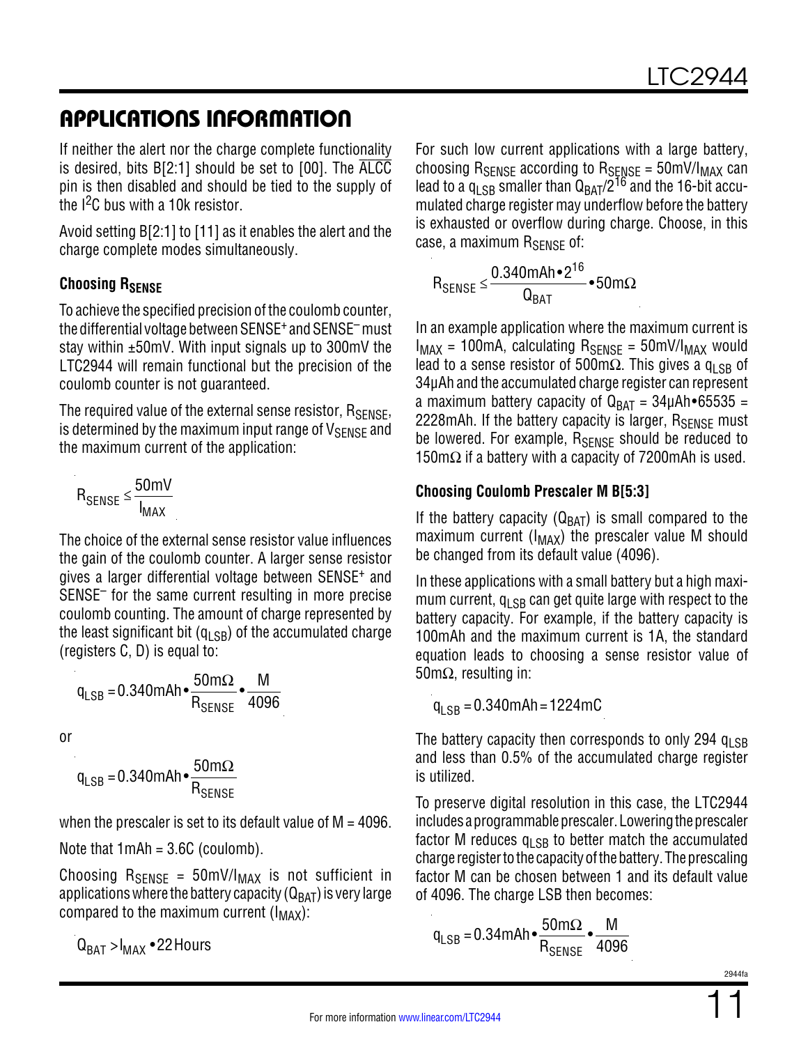## APPLICATIONS INFORMATION

If neither the alert nor the charge complete functionality is desired, bits B[2:1] should be set to [00]. The $\overline{ALCC}$ pin is then disabled and should be tied to the supply of the $I^2C$ bus with a 10k resistor.

Avoid setting B[2:1] to [11] as it enables the alert and the charge complete modes simultaneously.

### Choosing $R_{SENSE}$

To achieve the specified precision of the coulomb counter, the differential voltage between $SENSE^+$ and $SENSE^-$ must stay within ±50mV. With input signals up to 300mV the LTC2944 will remain functional but the precision of the coulomb counter is not guaranteed.

The required value of the external sense resistor, $R_{SENSE}$, is determined by the maximum input range of $V_{SENSE}$ and the maximum current of the application:

$$R_{SENSE} \le \frac{50mV}{I_{MAX}}$$

The choice of the external sense resistor value influences the gain of the coulomb counter. A larger sense resistor gives a larger differential voltage between $SENSE^+$ and $SENSE^-$ for the same current resulting in more precise coulomb counting. The amount of charge represented by the least significant bit ($q_{LSB}$) of the accumulated charge (registers C, D) is equal to:

$$q_{LSB} = 0.340mAh \bullet \frac{50m\Omega}{R_{SENSE}} \bullet \frac{M}{4096}$$

or

$$q_{LSB} = 0.340mAh \bullet \frac{50m\Omega}{R_{SENSE}}$$

when the prescaler is set to its default value of M = 4096.

Note that 1mAh = 3.6C (coulomb).

Choosing $R_{SENSE} = 50mV/I_{MAX}$ is not sufficient in applications where the battery capacity ($Q_{BAT}$) is very large compared to the maximum current ($I_{MAX}$):

$$Q_{BAT} > I_{MAX} \bullet 22\,Hours$$

For such low current applications with a large battery, choosing $R_{SENSE}$ according to $R_{SENSE} = 50mV/I_{MAX}$ can lead to a $q_{LSB}$ smaller than $Q_{BAT}/2^{16}$ and the 16-bit accumulated charge register may underflow before the battery is exhausted or overflow during charge. Choose, in this case, a maximum $R_{SENSE}$ of:

$$R_{SENSE} \le \frac{0.340mAh \bullet 2^{16}}{Q_{BAT}} \bullet 50m\Omega$$

In an example application where the maximum current is $I_{MAX}$ = 100mA, calculating $R_{SENSE} = 50mV/I_{MAX}$ would lead to a sense resistor of 500mΩ. This gives a $q_{LSB}$ of 34µAh and the accumulated charge register can represent a maximum battery capacity of $Q_{BAT}$ = 34µAh•65535 = 2228mAh. If the battery capacity is larger, $R_{SENSE}$ must be lowered. For example, $R_{SENSE}$ should be reduced to 150mΩ if a battery with a capacity of 7200mAh is used.

### Choosing Coulomb Prescaler M B[5:3]

If the battery capacity ($Q_{BAT}$) is small compared to the maximum current ($I_{MAX}$) the prescaler value M should be changed from its default value (4096).

In these applications with a small battery but a high maximum current, $q_{LSB}$ can get quite large with respect to the battery capacity. For example, if the battery capacity is 100mAh and the maximum current is 1A, the standard equation leads to choosing a sense resistor value of 50mΩ, resulting in:

$$q_{LSB} = 0.340mAh = 1224mC$$

The battery capacity then corresponds to only 294 $q_{LSB}$ and less than 0.5% of the accumulated charge register is utilized.

To preserve digital resolution in this case, the LTC2944 includes a programmable prescaler. Lowering the prescaler factor M reduces $q_{LSB}$ to better match the accumulated charge register to the capacity of the battery. The prescaling factor M can be chosen between 1 and its default value of 4096. The charge LSB then becomes:

$$q_{LSB} = 0.34mAh \bullet \frac{50m\Omega}{R_{SENSE}} \bullet \frac{M}{4096}$$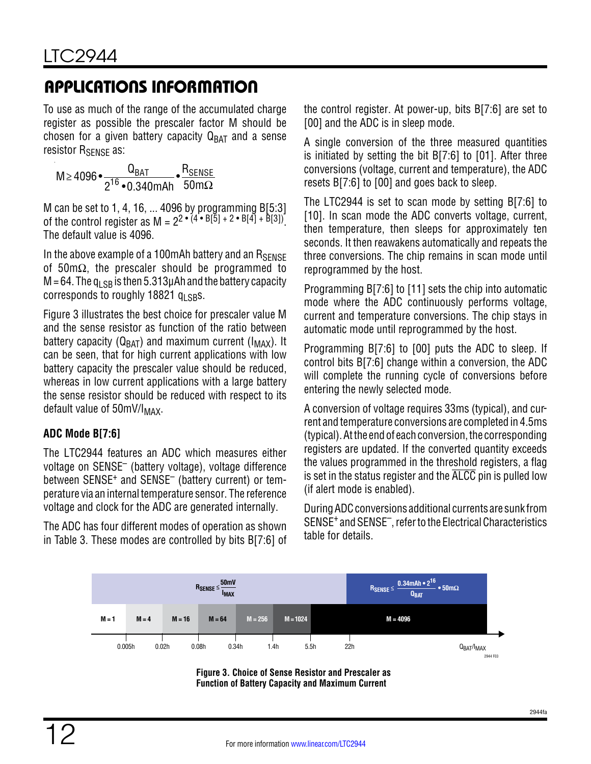# APPLICATIONS INFORMATION

To use as much of the range of the accumulated charge register as possible the prescaler factor M should be chosen for a given battery capacity $Q_{BAT}$ and a sense resistor $R_{SENSE}$ as:

$$M \geq 4096 \bullet \frac{Q_{BAT}}{2^{16} \bullet 0.340\text{mAh}} \bullet \frac{R_{SENSE}}{50\text{m}\Omega}$$

M can be set to 1, 4, 16, ... 4096 by programming B[5:3] of the control register as $M = 2^{2 \bullet (4 \bullet B[5] + 2 \bullet B[4] + B[3])}$. The default value is 4096.

In the above example of a 100mAh battery and an $R_{SENSE}$ of 50mΩ, the prescaler should be programmed to M = 64. The $q_{LSB}$ is then 5.313µAh and the battery capacity corresponds to roughly 18821 $q_{LSB}$s.

Figure 3 illustrates the best choice for prescaler value M and the sense resistor as function of the ratio between battery capacity ($Q_{BAT}$) and maximum current ($I_{MAX}$). It can be seen, that for high current applications with low battery capacity the prescaler value should be reduced, whereas in low current applications with a large battery the sense resistor should be reduced with respect to its default value of $50\text{mV}/I_{MAX}$.

### ADC Mode B[7:6]

The LTC2944 features an ADC which measures either voltage on SENSE⁻ (battery voltage), voltage difference between SENSE⁺ and SENSE⁻ (battery current) or temperature via an internal temperature sensor. The reference voltage and clock for the ADC are generated internally.

The ADC has four different modes of operation as shown in Table 3. These modes are controlled by bits B[7:6] of the control register. At power-up, bits B[7:6] are set to [00] and the ADC is in sleep mode.

A single conversion of the three measured quantities is initiated by setting the bit B[7:6] to [01]. After three conversions (voltage, current and temperature), the ADC resets B[7:6] to [00] and goes back to sleep.

The LTC2944 is set to scan mode by setting B[7:6] to [10]. In scan mode the ADC converts voltage, current, then temperature, then sleeps for approximately ten seconds. It then reawakens automatically and repeats the three conversions. The chip remains in scan mode until reprogrammed by the host.

Programming B[7:6] to [11] sets the chip into automatic mode where the ADC continuously performs voltage, current and temperature conversions. The chip stays in automatic mode until reprogrammed by the host.

Programming B[7:6] to [00] puts the ADC to sleep. If control bits B[7:6] change within a conversion, the ADC will complete the running cycle of conversions before entering the newly selected mode.

A conversion of voltage requires 33ms (typical), and current and temperature conversions are completed in 4.5ms (typical). At the end of each conversion, the corresponding registers are updated. If the converted quantity exceeds the values programmed in the threshold registers, a flag is set in the status register and the $\overline{\text{ALCC}}$ pin is pulled low (if alert mode is enabled).

During ADC conversions additional currents are sunk from SENSE⁺ and SENSE⁻, refer to the Electrical Characteristics table for details.

| $R_{SENSE} \leq \frac{50\text{mV}}{I_{MAX}}$ | | | | | | | $R_{SENSE} \leq \frac{0.34\text{mAh} \bullet 2^{16}}{Q_{BAT}} \bullet 50\text{m}\Omega$ |
|---|---|---|---|---|---|---|---|
| M = 1 | M = 4 | M = 16 | M = 64 | M = 256 | M = 1024 | M = 4096 | |

$Q_{BAT}/I_{MAX}$ axis boundaries: 0.005h, 0.02h, 0.08h, 0.34h, 1.4h, 5.5h, 22h

**Figure 3. Choice of Sense Resistor and Prescaler as Function of Battery Capacity and Maximum Current**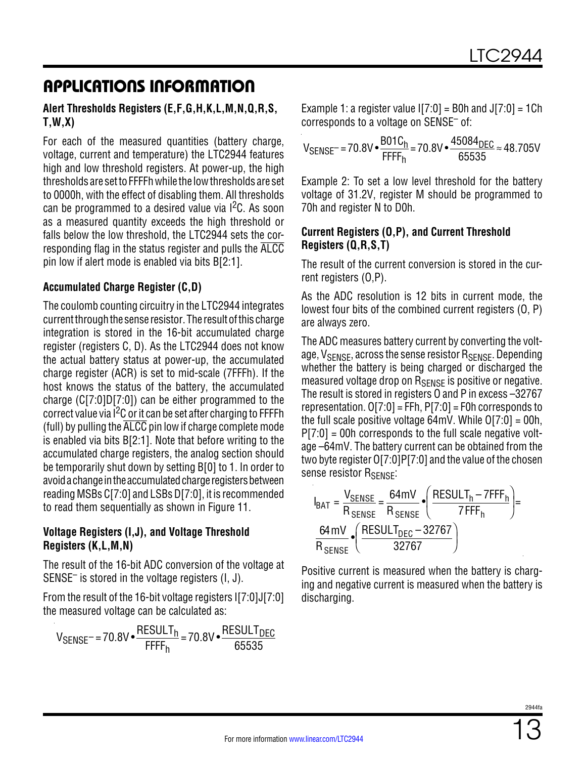## APPLICATIONS INFORMATION

### Alert Thresholds Registers (E,F,G,H,K,L,M,N,Q,R,S,T,W,X)

For each of the measured quantities (battery charge, voltage, current and temperature) the LTC2944 features high and low threshold registers. At power-up, the high thresholds are set to FFFFh while the low thresholds are set to 0000h, with the effect of disabling them. All thresholds can be programmed to a desired value via I²C. As soon as a measured quantity exceeds the high threshold or falls below the low threshold, the LTC2944 sets the corresponding flag in the status register and pulls the $\overline{ALCC}$ pin low if alert mode is enabled via bits B[2:1].

### Accumulated Charge Register (C,D)

The coulomb counting circuitry in the LTC2944 integrates current through the sense resistor. The result of this charge integration is stored in the 16-bit accumulated charge register (registers C, D). As the LTC2944 does not know the actual battery status at power-up, the accumulated charge register (ACR) is set to mid-scale (7FFFh). If the host knows the status of the battery, the accumulated charge (C[7:0]D[7:0]) can be either programmed to the correct value via I²C or it can be set after charging to FFFFh (full) by pulling the $\overline{ALCC}$ pin low if charge complete mode is enabled via bits B[2:1]. Note that before writing to the accumulated charge registers, the analog section should be temporarily shut down by setting B[0] to 1. In order to avoid a change in the accumulated charge registers between reading MSBs C[7:0] and LSBs D[7:0], it is recommended to read them sequentially as shown in Figure 11.

### Voltage Registers (I,J), and Voltage Threshold Registers (K,L,M,N)

The result of the 16-bit ADC conversion of the voltage at SENSE⁻ is stored in the voltage registers (I, J).

From the result of the 16-bit voltage registers I[7:0]J[7:0] the measured voltage can be calculated as:

$$V_{SENSE^-} = 70.8V \cdot \frac{RESULT_h}{FFFF_h} = 70.8V \cdot \frac{RESULT_{DEC}}{65535}$$

Example 1: a register value I[7:0] = B0h and J[7:0] = 1Ch corresponds to a voltage on SENSE⁻ of:

$$V_{SENSE^-} = 70.8V \cdot \frac{B01C_h}{FFFF_h} = 70.8V \cdot \frac{45084_{DEC}}{65535} \approx 48.705V$$

Example 2: To set a low level threshold for the battery voltage of 31.2V, register M should be programmed to 70h and register N to D0h.

### Current Registers (O,P), and Current Threshold Registers (Q,R,S,T)

The result of the current conversion is stored in the current registers (O,P).

As the ADC resolution is 12 bits in current mode, the lowest four bits of the combined current registers (O, P) are always zero.

The ADC measures battery current by converting the voltage, $V_{SENSE}$, across the sense resistor $R_{SENSE}$. Depending whether the battery is being charged or discharged the measured voltage drop on $R_{SENSE}$ is positive or negative. The result is stored in registers O and P in excess –32767 representation. O[7:0] = FFh, P[7:0] = F0h corresponds to the full scale positive voltage 64mV. While O[7:0] = 00h, P[7:0] = 00h corresponds to the full scale negative voltage –64mV. The battery current can be obtained from the two byte register O[7:0]P[7:0] and the value of the chosen sense resistor $R_{SENSE}$:

$$I_{BAT} = \frac{V_{SENSE}}{R_{SENSE}} = \frac{64mV}{R_{SENSE}} \cdot \left(\frac{RESULT_h - 7FFF_h}{7FFF_h}\right) = \frac{64mV}{R_{SENSE}} \cdot \left(\frac{RESULT_{DEC} - 32767}{32767}\right)$$

Positive current is measured when the battery is charging and negative current is measured when the battery is discharging.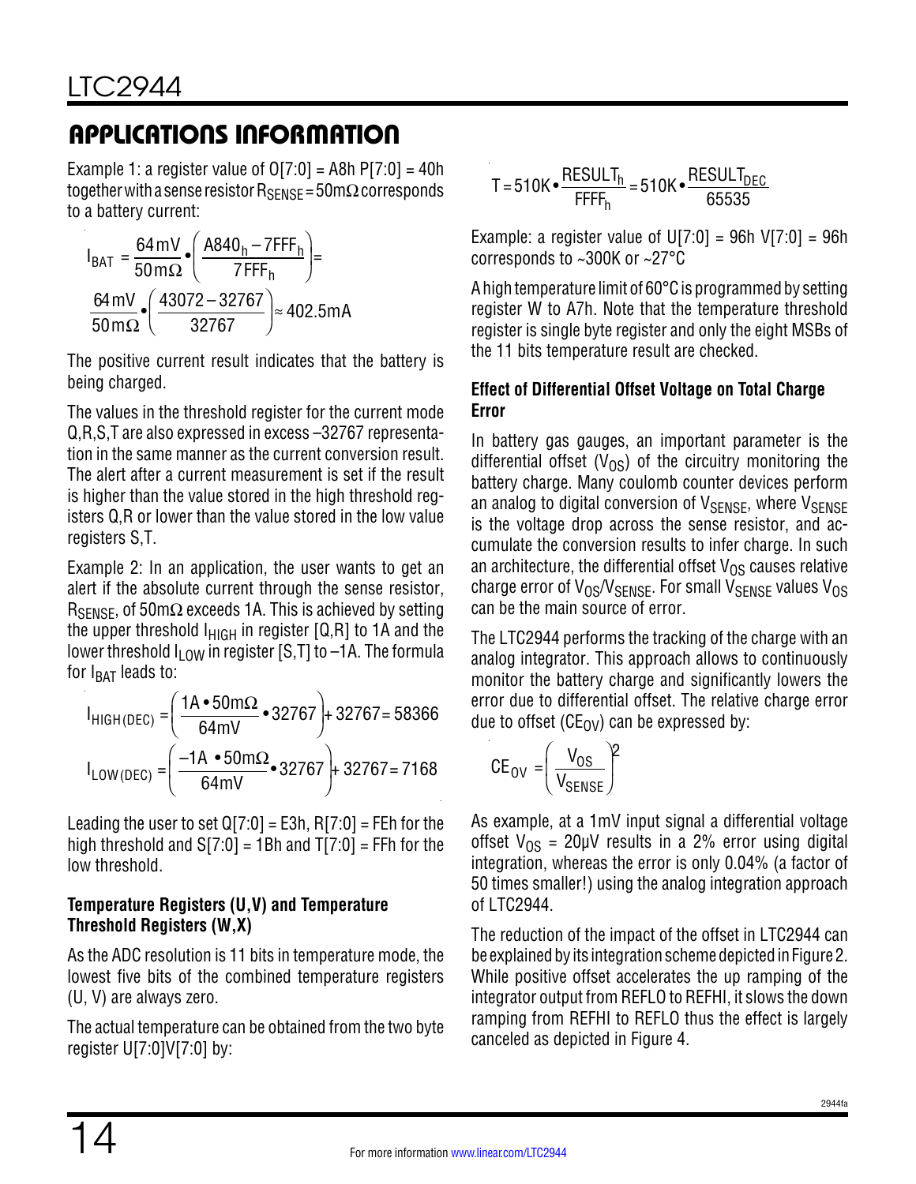## APPLICATIONS INFORMATION

Example 1: a register value of O[7:0] = A8h P[7:0] = 40h together with a sense resistor $R_{SENSE}$ = 50mΩ corresponds to a battery current:

$$I_{BAT} = \frac{64\,mV}{50\,m\Omega} \bullet \left( \frac{A840_h - 7FFF_h}{7FFF_h} \right) =$$

$$\frac{64\,mV}{50\,m\Omega} \bullet \left( \frac{43072 - 32767}{32767} \right) \approx 402.5mA$$

The positive current result indicates that the battery is being charged.

The values in the threshold register for the current mode Q,R,S,T are also expressed in excess –32767 representation in the same manner as the current conversion result. The alert after a current measurement is set if the result is higher than the value stored in the high threshold registers Q,R or lower than the value stored in the low value registers S,T.

Example 2: In an application, the user wants to get an alert if the absolute current through the sense resistor, $R_{SENSE}$, of 50mΩ exceeds 1A. This is achieved by setting the upper threshold $I_{HIGH}$ in register [Q,R] to 1A and the lower threshold $I_{LOW}$ in register [S,T] to –1A. The formula for $I_{BAT}$ leads to:

$$I_{HIGH(DEC)} = \left( \frac{1A \bullet 50m\Omega}{64mV} \bullet 32767 \right) + 32767 = 58366$$

$$I_{LOW(DEC)} = \left( \frac{-1A \bullet 50m\Omega}{64mV} \bullet 32767 \right) + 32767 = 7168$$

Leading the user to set Q[7:0] = E3h, R[7:0] = FEh for the high threshold and S[7:0] = 1Bh and T[7:0] = FFh for the low threshold.

### Temperature Registers (U,V) and Temperature Threshold Registers (W,X)

As the ADC resolution is 11 bits in temperature mode, the lowest five bits of the combined temperature registers (U, V) are always zero.

The actual temperature can be obtained from the two byte register U[7:0]V[7:0] by:

$$T = 510K \bullet \frac{RESULT_h}{FFFF_h} = 510K \bullet \frac{RESULT_{DEC}}{65535}$$

Example: a register value of U[7:0] = 96h V[7:0] = 96h corresponds to ~300K or ~27°C

A high temperature limit of 60°C is programmed by setting register W to A7h. Note that the temperature threshold register is single byte register and only the eight MSBs of the 11 bits temperature result are checked.

### Effect of Differential Offset Voltage on Total Charge Error

In battery gas gauges, an important parameter is the differential offset ($V_{OS}$) of the circuitry monitoring the battery charge. Many coulomb counter devices perform an analog to digital conversion of $V_{SENSE}$, where $V_{SENSE}$ is the voltage drop across the sense resistor, and accumulate the conversion results to infer charge. In such an architecture, the differential offset $V_{OS}$ causes relative charge error of $V_{OS}/V_{SENSE}$. For small $V_{SENSE}$ values $V_{OS}$ can be the main source of error.

The LTC2944 performs the tracking of the charge with an analog integrator. This approach allows to continuously monitor the battery charge and significantly lowers the error due to differential offset. The relative charge error due to offset ($CE_{OV}$) can be expressed by:

$$CE_{OV} = \left( \frac{V_{OS}}{V_{SENSE}} \right)^2$$

As example, at a 1mV input signal a differential voltage offset $V_{OS}$ = 20µV results in a 2% error using digital integration, whereas the error is only 0.04% (a factor of 50 times smaller!) using the analog integration approach of LTC2944.

The reduction of the impact of the offset in LTC2944 can be explained by its integration scheme depicted in Figure 2. While positive offset accelerates the up ramping of the integrator output from REFLO to REFHI, it slows the down ramping from REFHI to REFLO thus the effect is largely canceled as depicted in Figure 4.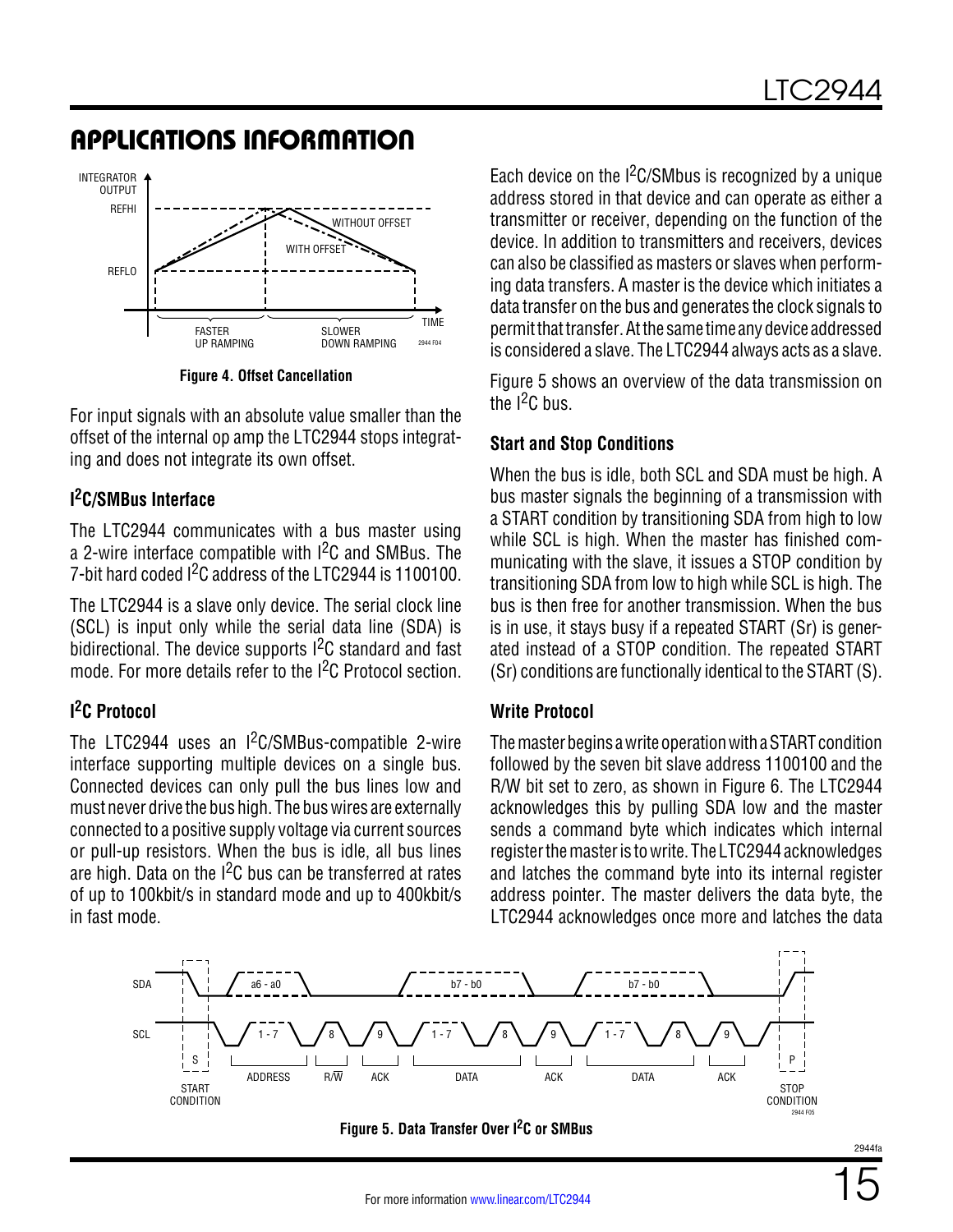## APPLICATIONS INFORMATION

Figure 4. Offset Cancellation

For input signals with an absolute value smaller than the offset of the internal op amp the LTC2944 stops integrating and does not integrate its own offset.

### $I^2C$/SMBus Interface

The LTC2944 communicates with a bus master using a 2-wire interface compatible with $I^2C$ and SMBus. The 7-bit hard coded $I^2C$ address of the LTC2944 is 1100100.

The LTC2944 is a slave only device. The serial clock line (SCL) is input only while the serial data line (SDA) is bidirectional. The device supports $I^2C$ standard and fast mode. For more details refer to the $I^2C$ Protocol section.

### $I^2C$ Protocol

The LTC2944 uses an $I^2C$/SMBus-compatible 2-wire interface supporting multiple devices on a single bus. Connected devices can only pull the bus lines low and must never drive the bus high. The bus wires are externally connected to a positive supply voltage via current sources or pull-up resistors. When the bus is idle, all bus lines are high. Data on the $I^2C$ bus can be transferred at rates of up to 100kbit/s in standard mode and up to 400kbit/s in fast mode.

Each device on the $I^2C$/SMbus is recognized by a unique address stored in that device and can operate as either a transmitter or receiver, depending on the function of the device. In addition to transmitters and receivers, devices can also be classified as masters or slaves when performing data transfers. A master is the device which initiates a data transfer on the bus and generates the clock signals to permit that transfer. At the same time any device addressed is considered a slave. The LTC2944 always acts as a slave.

Figure 5 shows an overview of the data transmission on the $I^2C$ bus.

### Start and Stop Conditions

When the bus is idle, both SCL and SDA must be high. A bus master signals the beginning of a transmission with a START condition by transitioning SDA from high to low while SCL is high. When the master has finished communicating with the slave, it issues a STOP condition by transitioning SDA from low to high while SCL is high. The bus is then free for another transmission. When the bus is in use, it stays busy if a repeated START (Sr) is generated instead of a STOP condition. The repeated START (Sr) conditions are functionally identical to the START (S).

### Write Protocol

The master begins a write operation with a START condition followed by the seven bit slave address 1100100 and the R/W bit set to zero, as shown in Figure 6. The LTC2944 acknowledges this by pulling SDA low and the master sends a command byte which indicates which internal register the master is to write. The LTC2944 acknowledges and latches the command byte into its internal register address pointer. The master delivers the data byte, the LTC2944 acknowledges once more and latches the data

Figure 5. Data Transfer Over $I^2C$ or SMBus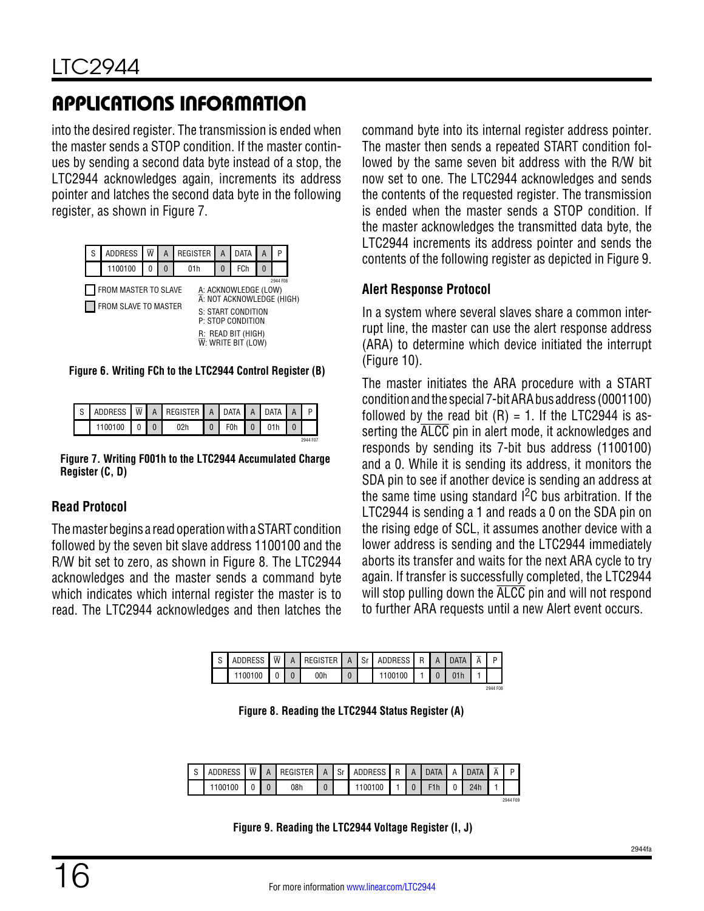## APPLICATIONS INFORMATION

into the desired register. The transmission is ended when the master sends a STOP condition. If the master continues by sending a second data byte instead of a stop, the LTC2944 acknowledges again, increments its address pointer and latches the second data byte in the following register, as shown in Figure 7.

| S | ADDRESS | W̄ | A | REGISTER | A | DATA | A | P |
|---|---|---|---|---|---|---|---|---|
| | 1100100 | 0 | 0 | 01h | 0 | FCh | 0 | |

FROM MASTER TO SLAVE
FROM SLAVE TO MASTER

A: ACKNOWLEDGE (LOW)
Ā: NOT ACKNOWLEDGE (HIGH)
S: START CONDITION
P: STOP CONDITION
R: READ BIT (HIGH)
W̄: WRITE BIT (LOW)

**Figure 6. Writing FCh to the LTC2944 Control Register (B)**

| S | ADDRESS | W̄ | A | REGISTER | A | DATA | A | DATA | A | P |
|---|---|---|---|---|---|---|---|---|---|---|
| | 1100100 | 0 | 0 | 02h | 0 | F0h | 0 | 01h | 0 | |

**Figure 7. Writing F001h to the LTC2944 Accumulated Charge Register (C, D)**

### Read Protocol

The master begins a read operation with a START condition followed by the seven bit slave address 1100100 and the R/W bit set to zero, as shown in Figure 8. The LTC2944 acknowledges and the master sends a command byte which indicates which internal register the master is to read. The LTC2944 acknowledges and then latches the command byte into its internal register address pointer. The master then sends a repeated START condition followed by the same seven bit address with the R/W bit now set to one. The LTC2944 acknowledges and sends the contents of the requested register. The transmission is ended when the master sends a STOP condition. If the master acknowledges the transmitted data byte, the LTC2944 increments its address pointer and sends the contents of the following register as depicted in Figure 9.

### Alert Response Protocol

In a system where several slaves share a common interrupt line, the master can use the alert response address (ARA) to determine which device initiated the interrupt (Figure 10).

The master initiates the ARA procedure with a START condition and the special 7-bit ARA bus address (0001100) followed by the read bit (R) = 1. If the LTC2944 is asserting the $\overline{\text{ALCC}}$ pin in alert mode, it acknowledges and responds by sending its 7-bit bus address (1100100) and a 0. While it is sending its address, it monitors the SDA pin to see if another device is sending an address at the same time using standard I[2]C bus arbitration. If the LTC2944 is sending a 1 and reads a 0 on the SDA pin on the rising edge of SCL, it assumes another device with a lower address is sending and the LTC2944 immediately aborts its transfer and waits for the next ARA cycle to try again. If transfer is successfully completed, the LTC2944 will stop pulling down the $\overline{\text{ALCC}}$ pin and will not respond to further ARA requests until a new Alert event occurs.

| S | ADDRESS | W̄ | A | REGISTER | A | Sr | ADDRESS | R | A | DATA | Ā | P |
|---|---|---|---|---|---|---|---|---|---|---|---|---|
| | 1100100 | 0 | 0 | 00h | 0 | | 1100100 | 1 | 0 | 01h | 1 | |

**Figure 8. Reading the LTC2944 Status Register (A)**

| S | ADDRESS | W̄ | A | REGISTER | A | Sr | ADDRESS | R | A | DATA | A | DATA | Ā | P |
|---|---|---|---|---|---|---|---|---|---|---|---|---|---|---|
| | 1100100 | 0 | 0 | 08h | 0 | | 1100100 | 1 | 0 | F1h | 0 | 24h | 1 | |

**Figure 9. Reading the LTC2944 Voltage Register (I, J)**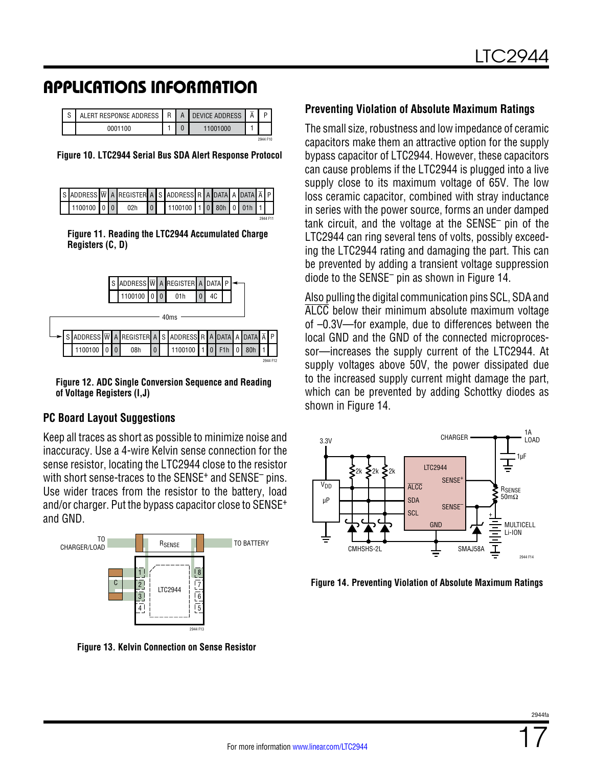# APPLICATIONS INFORMATION

| S | ALERT RESPONSE ADDRESS | R | A | DEVICE ADDRESS | $\overline{A}$ | P |
|---|---|---|---|---|---|---|
| | 0001100 | 1 | 0 | 11001000 | 1 | |

Figure 10. LTC2944 Serial Bus SDA Alert Response Protocol

| S | ADDRESS | $\overline{W}$ | A | REGISTER | A | S | ADDRESS | R | A | DATA | A | DATA | $\overline{A}$ | P |
|---|---|---|---|---|---|---|---|---|---|---|---|---|---|---|
| | 1100100 | 0 | 0 | 02h | 0 | | 1100100 | 1 | 0 | 80h | 0 | 01h | 1 | |

Figure 11. Reading the LTC2944 Accumulated Charge Registers (C, D)

| S | ADDRESS | $\overline{W}$ | A | REGISTER | A | DATA | P |
|---|---|---|---|---|---|---|---|
| | 1100100 | 0 | 0 | 01h | 0 | 4C | |

40ms

| S | ADDRESS | $\overline{W}$ | A | REGISTER | A | S | ADDRESS | R | A | DATA | A | DATA | $\overline{A}$ | P |
|---|---|---|---|---|---|---|---|---|---|---|---|---|---|---|
| | 1100100 | 0 | 0 | 08h | 0 | | 1100100 | 1 | 0 | F1h | 0 | 80h | 1 | |

Figure 12. ADC Single Conversion Sequence and Reading of Voltage Registers (I,J)

## PC Board Layout Suggestions

Keep all traces as short as possible to minimize noise and inaccuracy. Use a 4-wire Kelvin sense connection for the sense resistor, locating the LTC2944 close to the resistor with short sense-traces to the SENSE+ and SENSE– pins. Use wider traces from the resistor to the battery, load and/or charger. Put the bypass capacitor close to SENSE+ and GND.

Figure 13. Kelvin Connection on Sense Resistor

## Preventing Violation of Absolute Maximum Ratings

The small size, robustness and low impedance of ceramic capacitors make them an attractive option for the supply bypass capacitor of LTC2944. However, these capacitors can cause problems if the LTC2944 is plugged into a live supply close to its maximum voltage of 65V. The low loss ceramic capacitor, combined with stray inductance in series with the power source, forms an under damped tank circuit, and the voltage at the SENSE– pin of the LTC2944 can ring several tens of volts, possibly exceeding the LTC2944 rating and damaging the part. This can be prevented by adding a transient voltage suppression diode to the SENSE– pin as shown in Figure 14.

Also pulling the digital communication pins SCL, SDA and $\overline{\text{ALCC}}$ below their minimum absolute maximum voltage of –0.3V—for example, due to differences between the local GND and the GND of the connected microprocessor—increases the supply current of the LTC2944. At supply voltages above 50V, the power dissipated due to the increased supply current might damage the part, which can be prevented by adding Schottky diodes as shown in Figure 14.

Figure 14. Preventing Violation of Absolute Maximum Ratings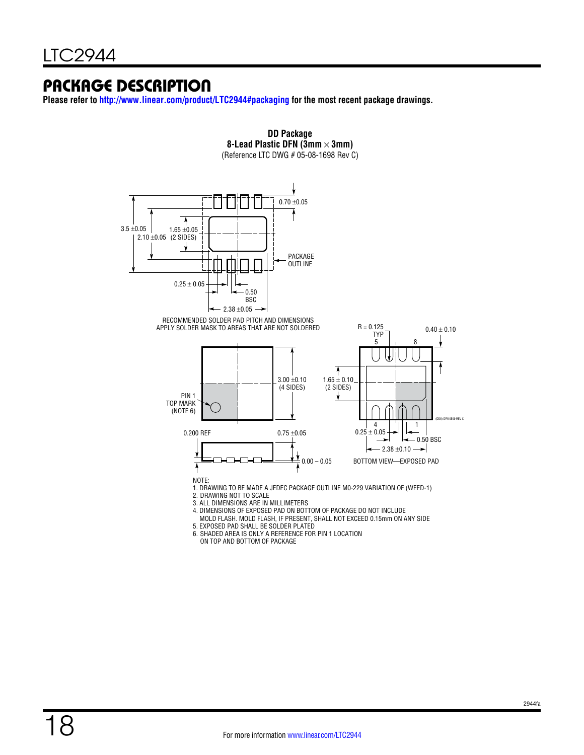## PACKAGE DESCRIPTION

**Please refer to http://www.linear.com/product/LTC2944#packaging for the most recent package drawings.**

**DD Package**
**8-Lead Plastic DFN (3mm × 3mm)**
(Reference LTC DWG # 05-08-1698 Rev C)

0.70 ±0.05

3.5 ±0.05

1.65 ±0.05

2.10 ±0.05 (2 SIDES)

PACKAGE OUTLINE

0.25 ± 0.05

0.50 BSC

2.38 ±0.05

RECOMMENDED SOLDER PAD PITCH AND DIMENSIONS
APPLY SOLDER MASK TO AREAS THAT ARE NOT SOLDERED

R = 0.125 TYP

5

8

0.40 ± 0.10

3.00 ±0.10 (4 SIDES)

1.65 ± 0.10 (2 SIDES)

PIN 1 TOP MARK (NOTE 6)

(DD8) DFN 0509 REV C

4

1

0.200 REF

0.75 ±0.05

0.25 ± 0.05

0.50 BSC

2.38 ±0.10

0.00 – 0.05

BOTTOM VIEW—EXPOSED PAD

NOTE:
1. DRAWING TO BE MADE A JEDEC PACKAGE OUTLINE M0-229 VARIATION OF (WEED-1)
2. DRAWING NOT TO SCALE
3. ALL DIMENSIONS ARE IN MILLIMETERS
4. DIMENSIONS OF EXPOSED PAD ON BOTTOM OF PACKAGE DO NOT INCLUDE MOLD FLASH. MOLD FLASH, IF PRESENT, SHALL NOT EXCEED 0.15mm ON ANY SIDE
5. EXPOSED PAD SHALL BE SOLDER PLATED
6. SHADED AREA IS ONLY A REFERENCE FOR PIN 1 LOCATION ON TOP AND BOTTOM OF PACKAGE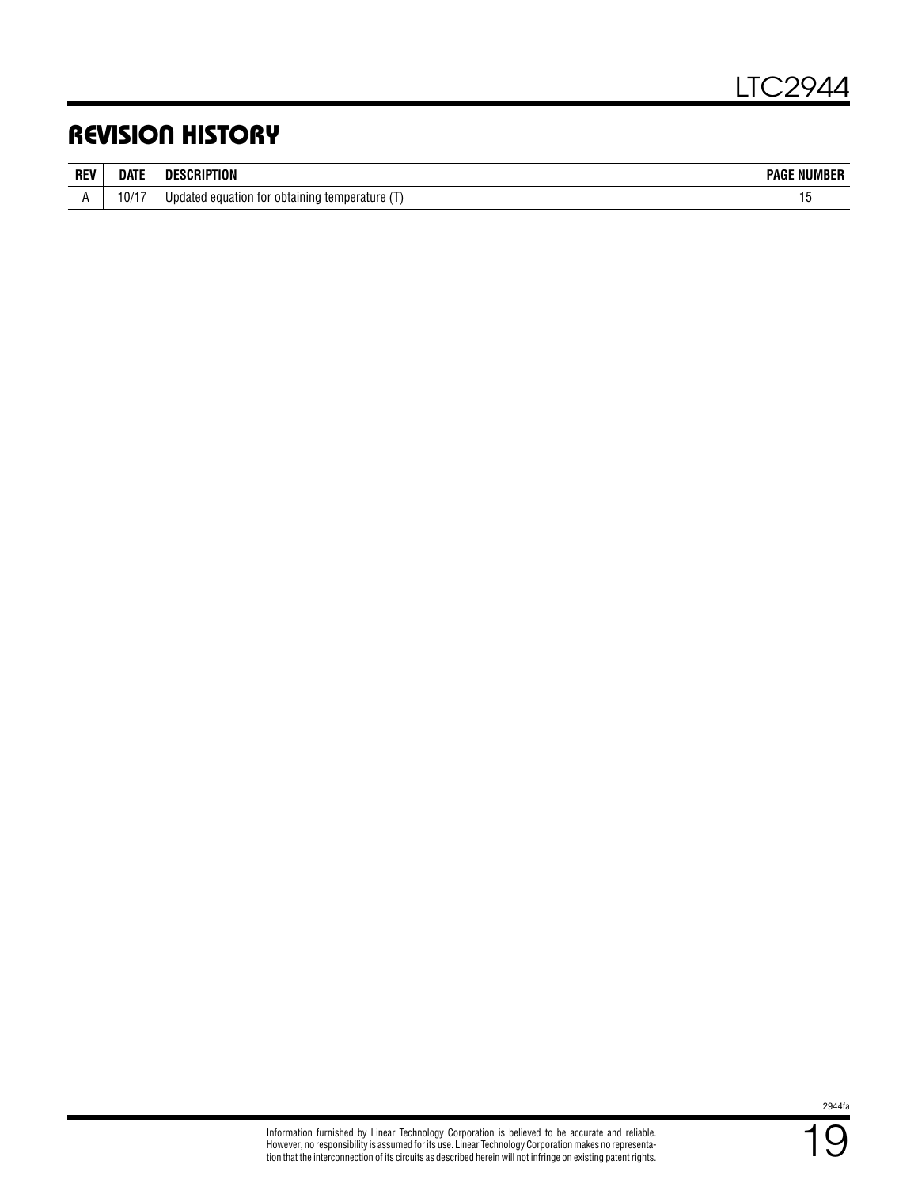# REVISION HISTORY

| REV | DATE | DESCRIPTION | PAGE NUMBER |
|---|---|---|---|
| A | 10/17 | Updated equation for obtaining temperature (T) | 15 |

Information furnished by Linear Technology Corporation is believed to be accurate and reliable. However, no responsibility is assumed for its use. Linear Technology Corporation makes no representation that the interconnection of its circuits as described herein will not infringe on existing patent rights.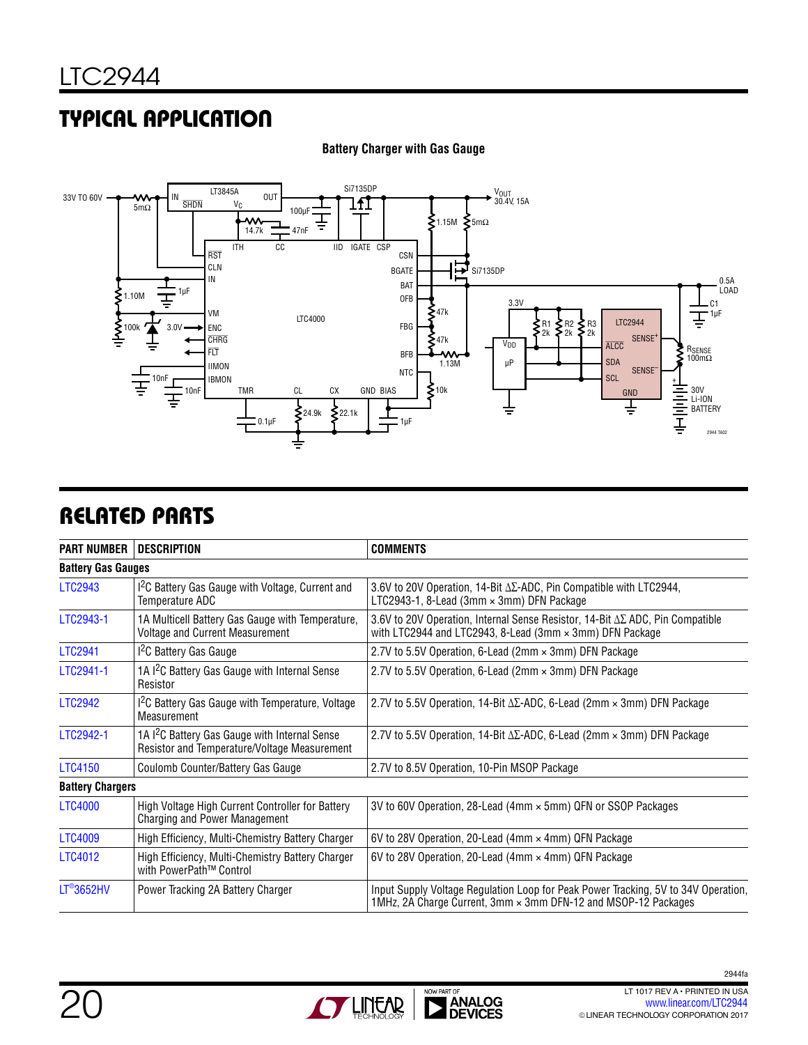## TYPICAL APPLICATION

**Battery Charger with Gas Gauge**

33V TO 60V
5mΩ
LT3845A
IN
SHDN
OUT
$V_C$
14.7k
47nF
100µF
Si7135DP
$V_{OUT}$
30.4V, 15A
1.15M
5mΩ
RST
CLN
IN
ITH
CC
IID
IGATE
CSP
CSN
BGATE
BAT
OFB
Si7135DP
1.10M
1µF
VM
ENC
CHRG
FLT
IIMON
IBMON
100k
3.0V
LTC4000
FBG
BFB
NTC
47k
47k
1.13M
10k
10nF
10nF
TMR
CL
CX
GND
BIAS
0.1µF
24.9k
22.1k
1µF
3.3V
$V_{DD}$
µP
R1
2k
R2
2k
R3
2k
LTC2944
ALCC
SDA
SCL
GND
$SENSE^+$
$SENSE^-$
0.5A
LOAD
C1
1µF
$R_{SENSE}$
100mΩ
30V
Li-ION
BATTERY
2944 TA02

## RELATED PARTS

| PART NUMBER | DESCRIPTION | COMMENTS |
|---|---|---|
| **Battery Gas Gauges** | | |
| LTC2943 | I2C Battery Gas Gauge with Voltage, Current and Temperature ADC | 3.6V to 20V Operation, 14-Bit ΔΣ-ADC, Pin Compatible with LTC2944, LTC2943-1, 8-Lead (3mm × 3mm) DFN Package |
| LTC2943-1 | 1A Multicell Battery Gas Gauge with Temperature, Voltage and Current Measurement | 3.6V to 20V Operation, Internal Sense Resistor, 14-Bit ΔΣ ADC, Pin Compatible with LTC2944 and LTC2943, 8-Lead (3mm × 3mm) DFN Package |
| LTC2941 | I2C Battery Gas Gauge | 2.7V to 5.5V Operation, 6-Lead (2mm × 3mm) DFN Package |
| LTC2941-1 | 1A I2C Battery Gas Gauge with Internal Sense Resistor | 2.7V to 5.5V Operation, 6-Lead (2mm × 3mm) DFN Package |
| LTC2942 | I2C Battery Gas Gauge with Temperature, Voltage Measurement | 2.7V to 5.5V Operation, 14-Bit ΔΣ-ADC, 6-Lead (2mm × 3mm) DFN Package |
| LTC2942-1 | 1A I2C Battery Gas Gauge with Internal Sense Resistor and Temperature/Voltage Measurement | 2.7V to 5.5V Operation, 14-Bit ΔΣ-ADC, 6-Lead (2mm × 3mm) DFN Package |
| LTC4150 | Coulomb Counter/Battery Gas Gauge | 2.7V to 8.5V Operation, 10-Pin MSOP Package |
| **Battery Chargers** | | |
| LTC4000 | High Voltage High Current Controller for Battery Charging and Power Management | 3V to 60V Operation, 28-Lead (4mm × 5mm) QFN or SSOP Packages |
| LTC4009 | High Efficiency, Multi-Chemistry Battery Charger | 6V to 28V Operation, 20-Lead (4mm × 4mm) QFN Package |
| LTC4012 | High Efficiency, Multi-Chemistry Battery Charger with PowerPath™ Control | 6V to 28V Operation, 20-Lead (4mm × 4mm) QFN Package |
| LT®3652HV | Power Tracking 2A Battery Charger | Input Supply Voltage Regulation Loop for Peak Power Tracking, 5V to 34V Operation, 1MHz, 2A Charge Current, 3mm × 3mm DFN-12 and MSOP-12 Packages |

LT 1017 REV A • PRINTED IN USA
www.linear.com/LTC2944
© LINEAR TECHNOLOGY CORPORATION 2017